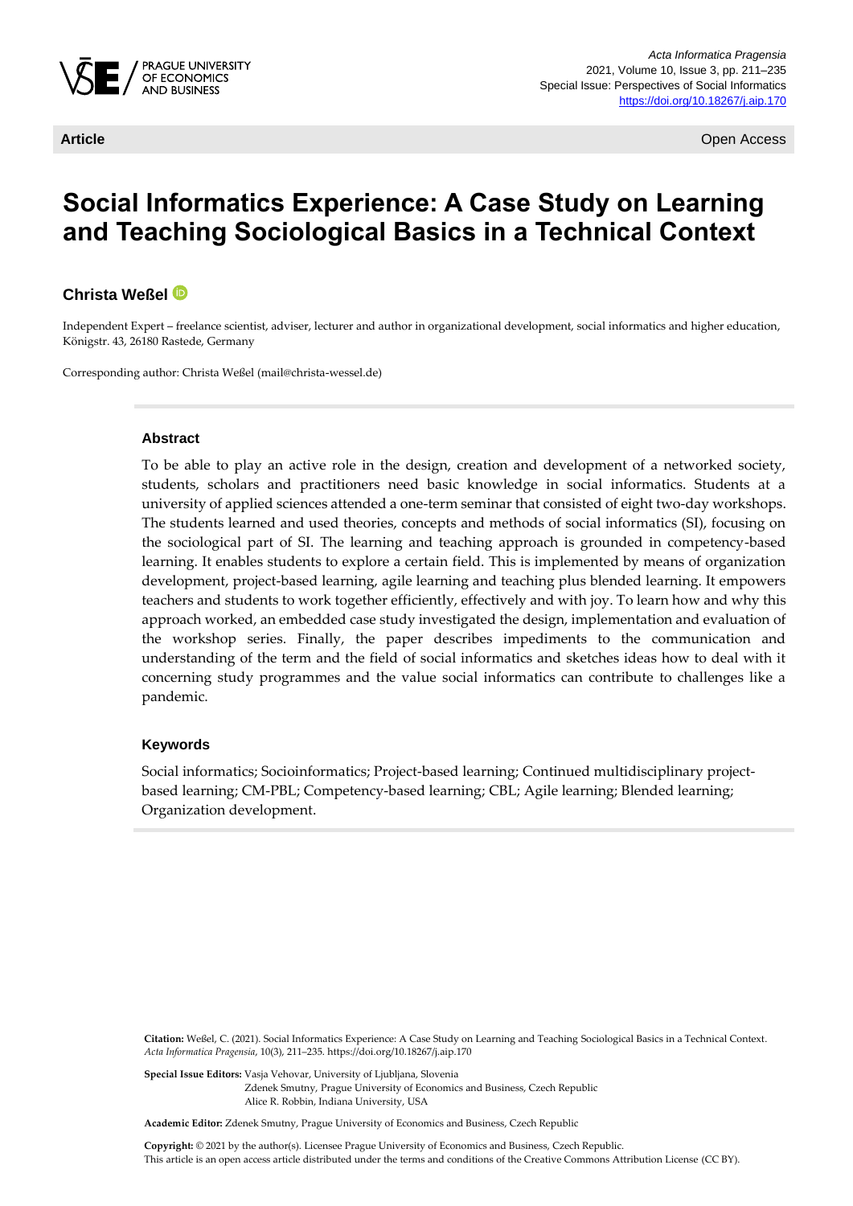Article | Open Access

# Social Informatics Experience: A Case Study on Learning and Teaching Sociological Basics in a Technical Context

**Christa Weßel**

Independent Expert – freelance scientist, adviser, lecturer and author in organizational development, social informatics and higher education, Königstr. 43, 26180 Rastede, Germany

Corresponding author: Christa Weßel (mail@christa-wessel.de)

### Abstract

To be able to play an active role in the design, creation and development of a networked society, students, scholars and practitioners need basic knowledge in social informatics. Students at a university of applied sciences attended a one-term seminar that consisted of eight two-day workshops. The students learned and used theories, concepts and methods of social informatics (SI), focusing on the sociological part of SI. The learning and teaching approach is grounded in competency-based learning. It enables students to explore a certain field. This is implemented by means of organization development, project-based learning, agile learning and teaching plus blended learning. It empowers teachers and students to work together efficiently, effectively and with joy. To learn how and why this approach worked, an embedded case study investigated the design, implementation and evaluation of the workshop series. Finally, the paper describes impediments to the communication and understanding of the term and the field of social informatics and sketches ideas how to deal with it concerning study programmes and the value social informatics can contribute to challenges like a pandemic.

### Keywords

Social informatics; Socioinformatics; Project-based learning; Continued multidisciplinary project-based learning; CM-PBL; Competency-based learning; CBL; Agile learning; Blended learning; Organization development.

**Citation:** Weßel, C. (2021). Social Informatics Experience: A Case Study on Learning and Teaching Sociological Basics in a Technical Context. *Acta Informatica Pragensia*, 10(3), 211–235. https://doi.org/10.18267/j.aip.170

**Special Issue Editors:** Vasja Vehovar, University of Ljubljana, Slovenia
Zdenek Smutny, Prague University of Economics and Business, Czech Republic
Alice R. Robbin, Indiana University, USA

**Academic Editor:** Zdenek Smutny, Prague University of Economics and Business, Czech Republic

**Copyright:** © 2021 by the author(s). Licensee Prague University of Economics and Business, Czech Republic.
This article is an open access article distributed under the terms and conditions of the Creative Commons Attribution License (CC BY).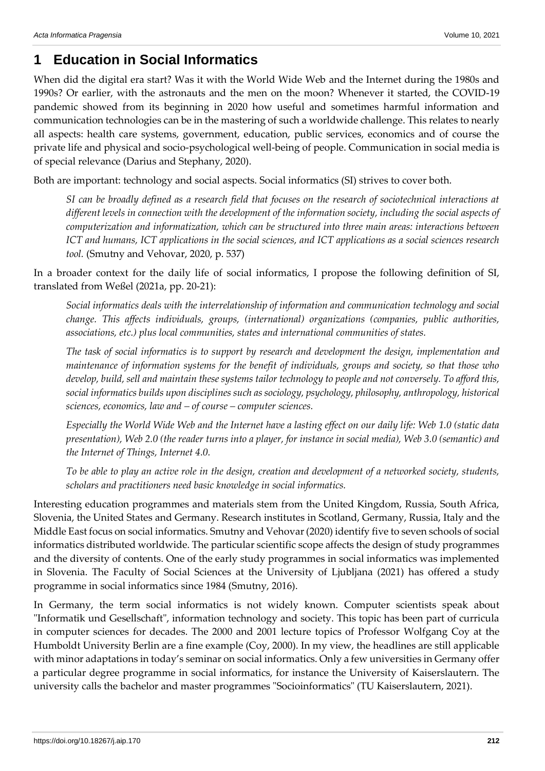# 1 Education in Social Informatics

When did the digital era start? Was it with the World Wide Web and the Internet during the 1980s and 1990s? Or earlier, with the astronauts and the men on the moon? Whenever it started, the COVID-19 pandemic showed from its beginning in 2020 how useful and sometimes harmful information and communication technologies can be in the mastering of such a worldwide challenge. This relates to nearly all aspects: health care systems, government, education, public services, economics and of course the private life and physical and socio-psychological well-being of people. Communication in social media is of special relevance (Darius and Stephany, 2020).

Both are important: technology and social aspects. Social informatics (SI) strives to cover both.

> *SI can be broadly defined as a research field that focuses on the research of sociotechnical interactions at different levels in connection with the development of the information society, including the social aspects of computerization and informatization, which can be structured into three main areas: interactions between ICT and humans, ICT applications in the social sciences, and ICT applications as a social sciences research tool.* (Smutny and Vehovar, 2020, p. 537)

In a broader context for the daily life of social informatics, I propose the following definition of SI, translated from Weßel (2021a, pp. 20-21):

> *Social informatics deals with the interrelationship of information and communication technology and social change. This affects individuals, groups, (international) organizations (companies, public authorities, associations, etc.) plus local communities, states and international communities of states.*
>
> *The task of social informatics is to support by research and development the design, implementation and maintenance of information systems for the benefit of individuals, groups and society, so that those who develop, build, sell and maintain these systems tailor technology to people and not conversely. To afford this, social informatics builds upon disciplines such as sociology, psychology, philosophy, anthropology, historical sciences, economics, law and – of course – computer sciences.*
>
> *Especially the World Wide Web and the Internet have a lasting effect on our daily life: Web 1.0 (static data presentation), Web 2.0 (the reader turns into a player, for instance in social media), Web 3.0 (semantic) and the Internet of Things, Internet 4.0.*
>
> *To be able to play an active role in the design, creation and development of a networked society, students, scholars and practitioners need basic knowledge in social informatics.*

Interesting education programmes and materials stem from the United Kingdom, Russia, South Africa, Slovenia, the United States and Germany. Research institutes in Scotland, Germany, Russia, Italy and the Middle East focus on social informatics. Smutny and Vehovar (2020) identify five to seven schools of social informatics distributed worldwide. The particular scientific scope affects the design of study programmes and the diversity of contents. One of the early study programmes in social informatics was implemented in Slovenia. The Faculty of Social Sciences at the University of Ljubljana (2021) has offered a study programme in social informatics since 1984 (Smutny, 2016).

In Germany, the term social informatics is not widely known. Computer scientists speak about "Informatik und Gesellschaft", information technology and society. This topic has been part of curricula in computer sciences for decades. The 2000 and 2001 lecture topics of Professor Wolfgang Coy at the Humboldt University Berlin are a fine example (Coy, 2000). In my view, the headlines are still applicable with minor adaptations in today's seminar on social informatics. Only a few universities in Germany offer a particular degree programme in social informatics, for instance the University of Kaiserslautern. The university calls the bachelor and master programmes "Socioinformatics" (TU Kaiserslautern, 2021).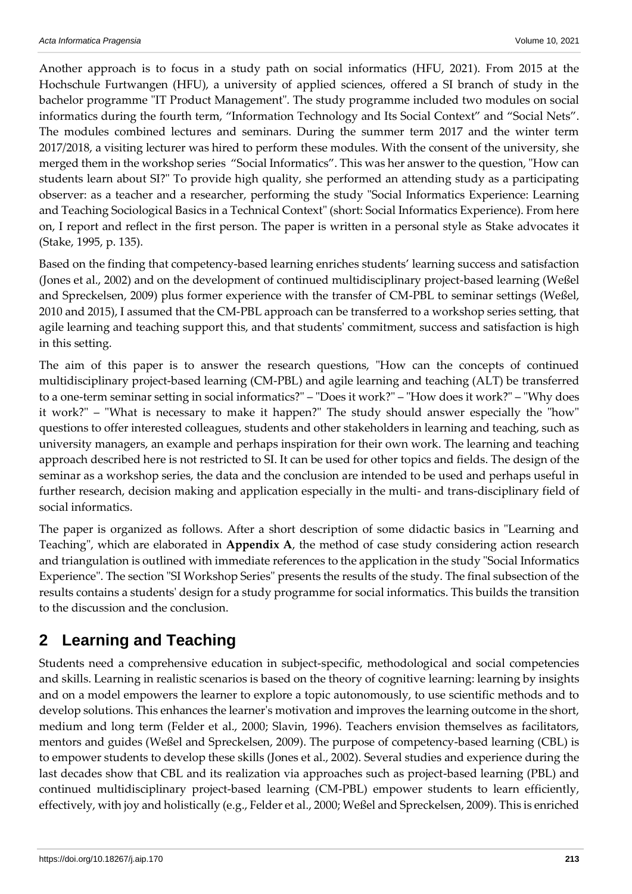Another approach is to focus in a study path on social informatics (HFU, 2021). From 2015 at the Hochschule Furtwangen (HFU), a university of applied sciences, offered a SI branch of study in the bachelor programme "IT Product Management". The study programme included two modules on social informatics during the fourth term, “Information Technology and Its Social Context” and “Social Nets”. The modules combined lectures and seminars. During the summer term 2017 and the winter term 2017/2018, a visiting lecturer was hired to perform these modules. With the consent of the university, she merged them in the workshop series “Social Informatics”. This was her answer to the question, "How can students learn about SI?" To provide high quality, she performed an attending study as a participating observer: as a teacher and a researcher, performing the study "Social Informatics Experience: Learning and Teaching Sociological Basics in a Technical Context" (short: Social Informatics Experience). From here on, I report and reflect in the first person. The paper is written in a personal style as Stake advocates it (Stake, 1995, p. 135).

Based on the finding that competency-based learning enriches students’ learning success and satisfaction (Jones et al., 2002) and on the development of continued multidisciplinary project-based learning (Weßel and Spreckelsen, 2009) plus former experience with the transfer of CM-PBL to seminar settings (Weßel, 2010 and 2015), I assumed that the CM-PBL approach can be transferred to a workshop series setting, that agile learning and teaching support this, and that students' commitment, success and satisfaction is high in this setting.

The aim of this paper is to answer the research questions, "How can the concepts of continued multidisciplinary project-based learning (CM-PBL) and agile learning and teaching (ALT) be transferred to a one-term seminar setting in social informatics?" – "Does it work?" – "How does it work?" – "Why does it work?" – "What is necessary to make it happen?" The study should answer especially the "how" questions to offer interested colleagues, students and other stakeholders in learning and teaching, such as university managers, an example and perhaps inspiration for their own work. The learning and teaching approach described here is not restricted to SI. It can be used for other topics and fields. The design of the seminar as a workshop series, the data and the conclusion are intended to be used and perhaps useful in further research, decision making and application especially in the multi- and trans-disciplinary field of social informatics.

The paper is organized as follows. After a short description of some didactic basics in "Learning and Teaching", which are elaborated in **Appendix A**, the method of case study considering action research and triangulation is outlined with immediate references to the application in the study "Social Informatics Experience". The section "SI Workshop Series" presents the results of the study. The final subsection of the results contains a students' design for a study programme for social informatics. This builds the transition to the discussion and the conclusion.

## 2 Learning and Teaching

Students need a comprehensive education in subject-specific, methodological and social competencies and skills. Learning in realistic scenarios is based on the theory of cognitive learning: learning by insights and on a model empowers the learner to explore a topic autonomously, to use scientific methods and to develop solutions. This enhances the learner's motivation and improves the learning outcome in the short, medium and long term (Felder et al., 2000; Slavin, 1996). Teachers envision themselves as facilitators, mentors and guides (Weßel and Spreckelsen, 2009). The purpose of competency-based learning (CBL) is to empower students to develop these skills (Jones et al., 2002). Several studies and experience during the last decades show that CBL and its realization via approaches such as project-based learning (PBL) and continued multidisciplinary project-based learning (CM-PBL) empower students to learn efficiently, effectively, with joy and holistically (e.g., Felder et al., 2000; Weßel and Spreckelsen, 2009). This is enriched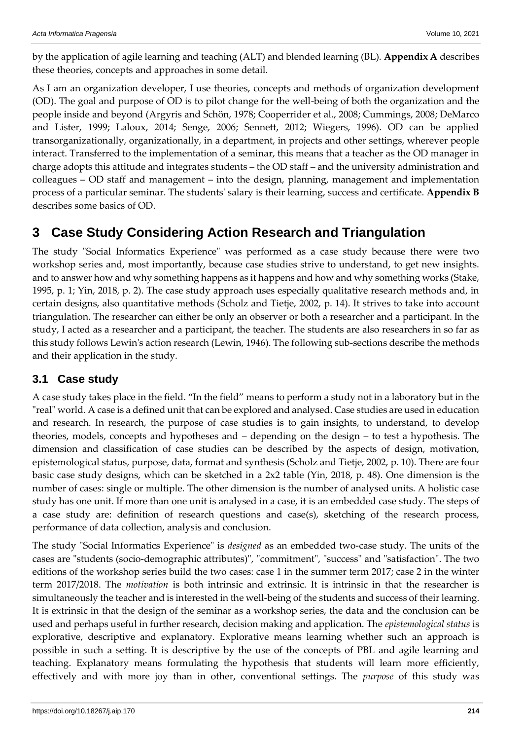by the application of agile learning and teaching (ALT) and blended learning (BL). **Appendix A** describes these theories, concepts and approaches in some detail.

As I am an organization developer, I use theories, concepts and methods of organization development (OD). The goal and purpose of OD is to pilot change for the well-being of both the organization and the people inside and beyond (Argyris and Schön, 1978; Cooperrider et al., 2008; Cummings, 2008; DeMarco and Lister, 1999; Laloux, 2014; Senge, 2006; Sennett, 2012; Wiegers, 1996). OD can be applied transorganizationally, organizationally, in a department, in projects and other settings, wherever people interact. Transferred to the implementation of a seminar, this means that a teacher as the OD manager in charge adopts this attitude and integrates students – the OD staff – and the university administration and colleagues – OD staff and management – into the design, planning, management and implementation process of a particular seminar. The students' salary is their learning, success and certificate. **Appendix B** describes some basics of OD.

# 3 Case Study Considering Action Research and Triangulation

The study "Social Informatics Experience" was performed as a case study because there were two workshop series and, most importantly, because case studies strive to understand, to get new insights. and to answer how and why something happens as it happens and how and why something works (Stake, 1995, p. 1; Yin, 2018, p. 2). The case study approach uses especially qualitative research methods and, in certain designs, also quantitative methods (Scholz and Tietje, 2002, p. 14). It strives to take into account triangulation. The researcher can either be only an observer or both a researcher and a participant. In the study, I acted as a researcher and a participant, the teacher. The students are also researchers in so far as this study follows Lewin's action research (Lewin, 1946). The following sub-sections describe the methods and their application in the study.

## 3.1 Case study

A case study takes place in the field. "In the field" means to perform a study not in a laboratory but in the "real" world. A case is a defined unit that can be explored and analysed. Case studies are used in education and research. In research, the purpose of case studies is to gain insights, to understand, to develop theories, models, concepts and hypotheses and – depending on the design – to test a hypothesis. The dimension and classification of case studies can be described by the aspects of design, motivation, epistemological status, purpose, data, format and synthesis (Scholz and Tietje, 2002, p. 10). There are four basic case study designs, which can be sketched in a 2x2 table (Yin, 2018, p. 48). One dimension is the number of cases: single or multiple. The other dimension is the number of analysed units. A holistic case study has one unit. If more than one unit is analysed in a case, it is an embedded case study. The steps of a case study are: definition of research questions and case(s), sketching of the research process, performance of data collection, analysis and conclusion.

The study "Social Informatics Experience" is *designed* as an embedded two-case study. The units of the cases are "students (socio-demographic attributes)", "commitment", "success" and "satisfaction". The two editions of the workshop series build the two cases: case 1 in the summer term 2017; case 2 in the winter term 2017/2018. The *motivation* is both intrinsic and extrinsic. It is intrinsic in that the researcher is simultaneously the teacher and is interested in the well-being of the students and success of their learning. It is extrinsic in that the design of the seminar as a workshop series, the data and the conclusion can be used and perhaps useful in further research, decision making and application. The *epistemological status* is explorative, descriptive and explanatory. Explorative means learning whether such an approach is possible in such a setting. It is descriptive by the use of the concepts of PBL and agile learning and teaching. Explanatory means formulating the hypothesis that students will learn more efficiently, effectively and with more joy than in other, conventional settings. The *purpose* of this study was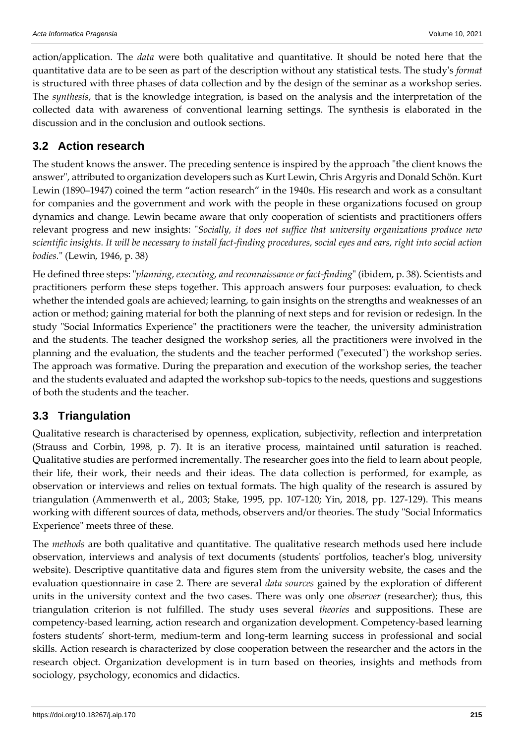action/application. The *data* were both qualitative and quantitative. It should be noted here that the quantitative data are to be seen as part of the description without any statistical tests. The study's *format* is structured with three phases of data collection and by the design of the seminar as a workshop series. The *synthesis*, that is the knowledge integration, is based on the analysis and the interpretation of the collected data with awareness of conventional learning settings. The synthesis is elaborated in the discussion and in the conclusion and outlook sections.

## 3.2 Action research

The student knows the answer. The preceding sentence is inspired by the approach "the client knows the answer", attributed to organization developers such as Kurt Lewin, Chris Argyris and Donald Schön. Kurt Lewin (1890–1947) coined the term "action research" in the 1940s. His research and work as a consultant for companies and the government and work with the people in these organizations focused on group dynamics and change. Lewin became aware that only cooperation of scientists and practitioners offers relevant progress and new insights: "*Socially, it does not suffice that university organizations produce new scientific insights. It will be necessary to install fact-finding procedures, social eyes and ears, right into social action bodies.*" (Lewin, 1946, p. 38)

He defined three steps: "*planning, executing, and reconnaissance or fact-finding*" (ibidem, p. 38). Scientists and practitioners perform these steps together. This approach answers four purposes: evaluation, to check whether the intended goals are achieved; learning, to gain insights on the strengths and weaknesses of an action or method; gaining material for both the planning of next steps and for revision or redesign. In the study "Social Informatics Experience" the practitioners were the teacher, the university administration and the students. The teacher designed the workshop series, all the practitioners were involved in the planning and the evaluation, the students and the teacher performed ("executed") the workshop series. The approach was formative. During the preparation and execution of the workshop series, the teacher and the students evaluated and adapted the workshop sub-topics to the needs, questions and suggestions of both the students and the teacher.

## 3.3 Triangulation

Qualitative research is characterised by openness, explication, subjectivity, reflection and interpretation (Strauss and Corbin, 1998, p. 7). It is an iterative process, maintained until saturation is reached. Qualitative studies are performed incrementally. The researcher goes into the field to learn about people, their life, their work, their needs and their ideas. The data collection is performed, for example, as observation or interviews and relies on textual formats. The high quality of the research is assured by triangulation (Ammenwerth et al., 2003; Stake, 1995, pp. 107-120; Yin, 2018, pp. 127-129). This means working with different sources of data, methods, observers and/or theories. The study "Social Informatics Experience" meets three of these.

The *methods* are both qualitative and quantitative. The qualitative research methods used here include observation, interviews and analysis of text documents (students' portfolios, teacher's blog, university website). Descriptive quantitative data and figures stem from the university website, the cases and the evaluation questionnaire in case 2. There are several *data sources* gained by the exploration of different units in the university context and the two cases. There was only one *observer* (researcher); thus, this triangulation criterion is not fulfilled. The study uses several *theories* and suppositions. These are competency-based learning, action research and organization development. Competency-based learning fosters students' short-term, medium-term and long-term learning success in professional and social skills. Action research is characterized by close cooperation between the researcher and the actors in the research object. Organization development is in turn based on theories, insights and methods from sociology, psychology, economics and didactics.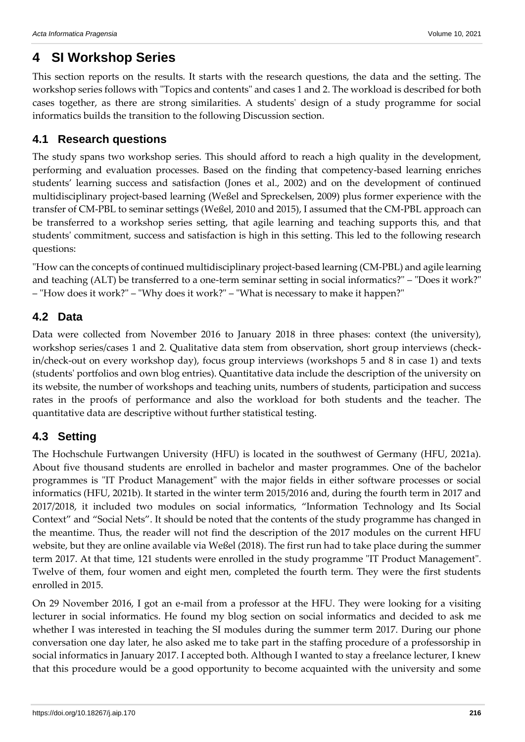# 4 SI Workshop Series

This section reports on the results. It starts with the research questions, the data and the setting. The workshop series follows with "Topics and contents" and cases 1 and 2. The workload is described for both cases together, as there are strong similarities. A students' design of a study programme for social informatics builds the transition to the following Discussion section.

## 4.1 Research questions

The study spans two workshop series. This should afford to reach a high quality in the development, performing and evaluation processes. Based on the finding that competency-based learning enriches students' learning success and satisfaction (Jones et al., 2002) and on the development of continued multidisciplinary project-based learning (Weßel and Spreckelsen, 2009) plus former experience with the transfer of CM-PBL to seminar settings (Weßel, 2010 and 2015), I assumed that the CM-PBL approach can be transferred to a workshop series setting, that agile learning and teaching supports this, and that students' commitment, success and satisfaction is high in this setting. This led to the following research questions:

"How can the concepts of continued multidisciplinary project-based learning (CM-PBL) and agile learning and teaching (ALT) be transferred to a one-term seminar setting in social informatics?" – "Does it work?" – "How does it work?" – "Why does it work?" – "What is necessary to make it happen?"

## 4.2 Data

Data were collected from November 2016 to January 2018 in three phases: context (the university), workshop series/cases 1 and 2. Qualitative data stem from observation, short group interviews (check-in/check-out on every workshop day), focus group interviews (workshops 5 and 8 in case 1) and texts (students' portfolios and own blog entries). Quantitative data include the description of the university on its website, the number of workshops and teaching units, numbers of students, participation and success rates in the proofs of performance and also the workload for both students and the teacher. The quantitative data are descriptive without further statistical testing.

## 4.3 Setting

The Hochschule Furtwangen University (HFU) is located in the southwest of Germany (HFU, 2021a). About five thousand students are enrolled in bachelor and master programmes. One of the bachelor programmes is "IT Product Management" with the major fields in either software processes or social informatics (HFU, 2021b). It started in the winter term 2015/2016 and, during the fourth term in 2017 and 2017/2018, it included two modules on social informatics, "Information Technology and Its Social Context" and "Social Nets". It should be noted that the contents of the study programme has changed in the meantime. Thus, the reader will not find the description of the 2017 modules on the current HFU website, but they are online available via Weßel (2018). The first run had to take place during the summer term 2017. At that time, 121 students were enrolled in the study programme "IT Product Management". Twelve of them, four women and eight men, completed the fourth term. They were the first students enrolled in 2015.

On 29 November 2016, I got an e-mail from a professor at the HFU. They were looking for a visiting lecturer in social informatics. He found my blog section on social informatics and decided to ask me whether I was interested in teaching the SI modules during the summer term 2017. During our phone conversation one day later, he also asked me to take part in the staffing procedure of a professorship in social informatics in January 2017. I accepted both. Although I wanted to stay a freelance lecturer, I knew that this procedure would be a good opportunity to become acquainted with the university and some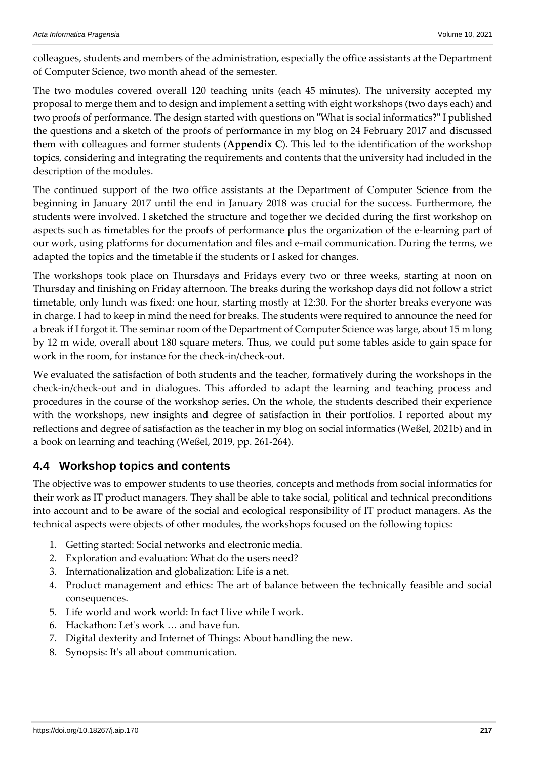colleagues, students and members of the administration, especially the office assistants at the Department of Computer Science, two month ahead of the semester.

The two modules covered overall 120 teaching units (each 45 minutes). The university accepted my proposal to merge them and to design and implement a setting with eight workshops (two days each) and two proofs of performance. The design started with questions on "What is social informatics?" I published the questions and a sketch of the proofs of performance in my blog on 24 February 2017 and discussed them with colleagues and former students (**Appendix C**). This led to the identification of the workshop topics, considering and integrating the requirements and contents that the university had included in the description of the modules.

The continued support of the two office assistants at the Department of Computer Science from the beginning in January 2017 until the end in January 2018 was crucial for the success. Furthermore, the students were involved. I sketched the structure and together we decided during the first workshop on aspects such as timetables for the proofs of performance plus the organization of the e-learning part of our work, using platforms for documentation and files and e-mail communication. During the terms, we adapted the topics and the timetable if the students or I asked for changes.

The workshops took place on Thursdays and Fridays every two or three weeks, starting at noon on Thursday and finishing on Friday afternoon. The breaks during the workshop days did not follow a strict timetable, only lunch was fixed: one hour, starting mostly at 12:30. For the shorter breaks everyone was in charge. I had to keep in mind the need for breaks. The students were required to announce the need for a break if I forgot it. The seminar room of the Department of Computer Science was large, about 15 m long by 12 m wide, overall about 180 square meters. Thus, we could put some tables aside to gain space for work in the room, for instance for the check-in/check-out.

We evaluated the satisfaction of both students and the teacher, formatively during the workshops in the check-in/check-out and in dialogues. This afforded to adapt the learning and teaching process and procedures in the course of the workshop series. On the whole, the students described their experience with the workshops, new insights and degree of satisfaction in their portfolios. I reported about my reflections and degree of satisfaction as the teacher in my blog on social informatics (Weßel, 2021b) and in a book on learning and teaching (Weßel, 2019, pp. 261-264).

## 4.4 Workshop topics and contents

The objective was to empower students to use theories, concepts and methods from social informatics for their work as IT product managers. They shall be able to take social, political and technical preconditions into account and to be aware of the social and ecological responsibility of IT product managers. As the technical aspects were objects of other modules, the workshops focused on the following topics:

1. Getting started: Social networks and electronic media.
2. Exploration and evaluation: What do the users need?
3. Internationalization and globalization: Life is a net.
4. Product management and ethics: The art of balance between the technically feasible and social consequences.
5. Life world and work world: In fact I live while I work.
6. Hackathon: Let's work … and have fun.
7. Digital dexterity and Internet of Things: About handling the new.
8. Synopsis: It's all about communication.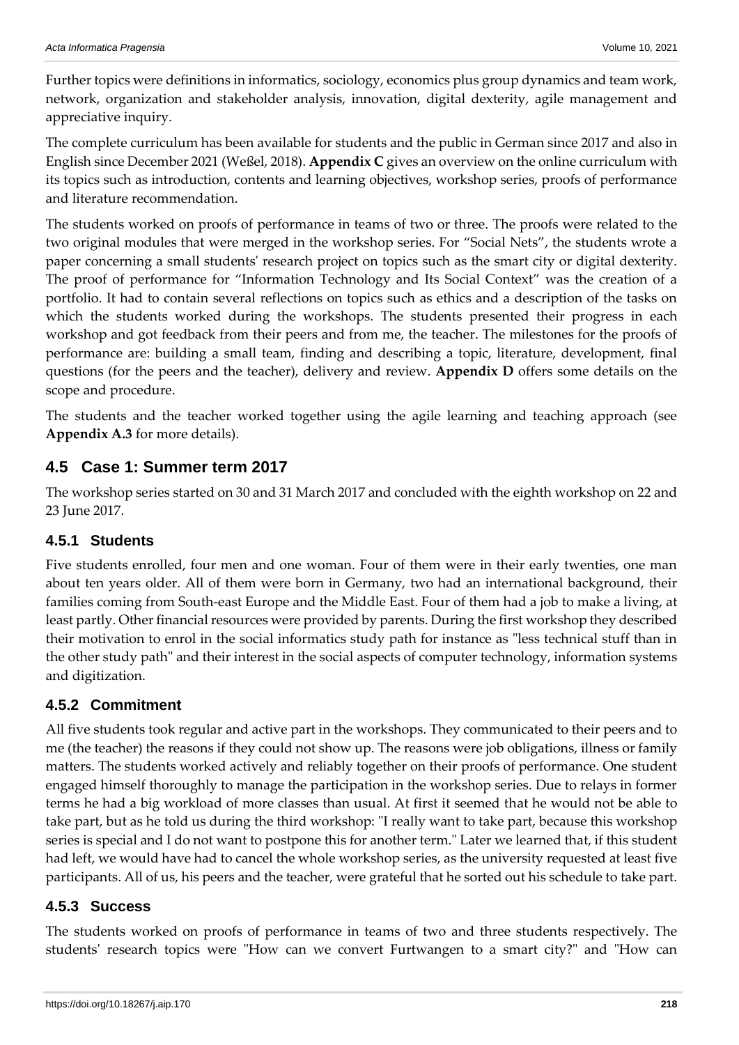Further topics were definitions in informatics, sociology, economics plus group dynamics and team work, network, organization and stakeholder analysis, innovation, digital dexterity, agile management and appreciative inquiry.

The complete curriculum has been available for students and the public in German since 2017 and also in English since December 2021 (Weßel, 2018). **Appendix C** gives an overview on the online curriculum with its topics such as introduction, contents and learning objectives, workshop series, proofs of performance and literature recommendation.

The students worked on proofs of performance in teams of two or three. The proofs were related to the two original modules that were merged in the workshop series. For "Social Nets", the students wrote a paper concerning a small students' research project on topics such as the smart city or digital dexterity. The proof of performance for "Information Technology and Its Social Context" was the creation of a portfolio. It had to contain several reflections on topics such as ethics and a description of the tasks on which the students worked during the workshops. The students presented their progress in each workshop and got feedback from their peers and from me, the teacher. The milestones for the proofs of performance are: building a small team, finding and describing a topic, literature, development, final questions (for the peers and the teacher), delivery and review. **Appendix D** offers some details on the scope and procedure.

The students and the teacher worked together using the agile learning and teaching approach (see **Appendix A.3** for more details).

## 4.5 Case 1: Summer term 2017

The workshop series started on 30 and 31 March 2017 and concluded with the eighth workshop on 22 and 23 June 2017.

### 4.5.1 Students

Five students enrolled, four men and one woman. Four of them were in their early twenties, one man about ten years older. All of them were born in Germany, two had an international background, their families coming from South-east Europe and the Middle East. Four of them had a job to make a living, at least partly. Other financial resources were provided by parents. During the first workshop they described their motivation to enrol in the social informatics study path for instance as "less technical stuff than in the other study path" and their interest in the social aspects of computer technology, information systems and digitization.

### 4.5.2 Commitment

All five students took regular and active part in the workshops. They communicated to their peers and to me (the teacher) the reasons if they could not show up. The reasons were job obligations, illness or family matters. The students worked actively and reliably together on their proofs of performance. One student engaged himself thoroughly to manage the participation in the workshop series. Due to relays in former terms he had a big workload of more classes than usual. At first it seemed that he would not be able to take part, but as he told us during the third workshop: "I really want to take part, because this workshop series is special and I do not want to postpone this for another term." Later we learned that, if this student had left, we would have had to cancel the whole workshop series, as the university requested at least five participants. All of us, his peers and the teacher, were grateful that he sorted out his schedule to take part.

### 4.5.3 Success

The students worked on proofs of performance in teams of two and three students respectively. The students' research topics were "How can we convert Furtwangen to a smart city?" and "How can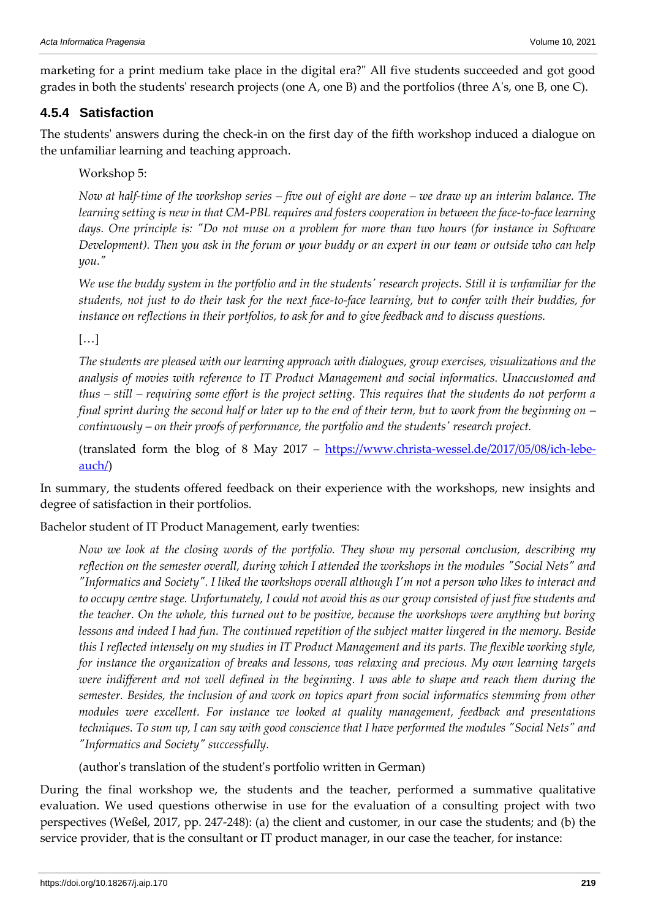marketing for a print medium take place in the digital era?" All five students succeeded and got good grades in both the students' research projects (one A, one B) and the portfolios (three A's, one B, one C).

### 4.5.4 Satisfaction

The students' answers during the check-in on the first day of the fifth workshop induced a dialogue on the unfamiliar learning and teaching approach.

> Workshop 5:
>
> *Now at half-time of the workshop series – five out of eight are done – we draw up an interim balance. The learning setting is new in that CM-PBL requires and fosters cooperation in between the face-to-face learning days. One principle is: "Do not muse on a problem for more than two hours (for instance in Software Development). Then you ask in the forum or your buddy or an expert in our team or outside who can help you."*
>
> *We use the buddy system in the portfolio and in the students' research projects. Still it is unfamiliar for the students, not just to do their task for the next face-to-face learning, but to confer with their buddies, for instance on reflections in their portfolios, to ask for and to give feedback and to discuss questions.*
>
> […]
>
> *The students are pleased with our learning approach with dialogues, group exercises, visualizations and the analysis of movies with reference to IT Product Management and social informatics. Unaccustomed and thus – still – requiring some effort is the project setting. This requires that the students do not perform a final sprint during the second half or later up to the end of their term, but to work from the beginning on – continuously – on their proofs of performance, the portfolio and the students' research project.*
>
> (translated form the blog of 8 May 2017 – [https://www.christa-wessel.de/2017/05/08/ich-lebe-auch/](https://www.christa-wessel.de/2017/05/08/ich-lebe-auch/))

In summary, the students offered feedback on their experience with the workshops, new insights and degree of satisfaction in their portfolios.

Bachelor student of IT Product Management, early twenties:

> *Now we look at the closing words of the portfolio. They show my personal conclusion, describing my reflection on the semester overall, during which I attended the workshops in the modules "Social Nets" and "Informatics and Society". I liked the workshops overall although I'm not a person who likes to interact and to occupy centre stage. Unfortunately, I could not avoid this as our group consisted of just five students and the teacher. On the whole, this turned out to be positive, because the workshops were anything but boring lessons and indeed I had fun. The continued repetition of the subject matter lingered in the memory. Beside this I reflected intensely on my studies in IT Product Management and its parts. The flexible working style, for instance the organization of breaks and lessons, was relaxing and precious. My own learning targets were indifferent and not well defined in the beginning. I was able to shape and reach them during the semester. Besides, the inclusion of and work on topics apart from social informatics stemming from other modules were excellent. For instance we looked at quality management, feedback and presentations techniques. To sum up, I can say with good conscience that I have performed the modules "Social Nets" and "Informatics and Society" successfully.*
>
> (author's translation of the student's portfolio written in German)

During the final workshop we, the students and the teacher, performed a summative qualitative evaluation. We used questions otherwise in use for the evaluation of a consulting project with two perspectives (Weßel, 2017, pp. 247-248): (a) the client and customer, in our case the students; and (b) the service provider, that is the consultant or IT product manager, in our case the teacher, for instance: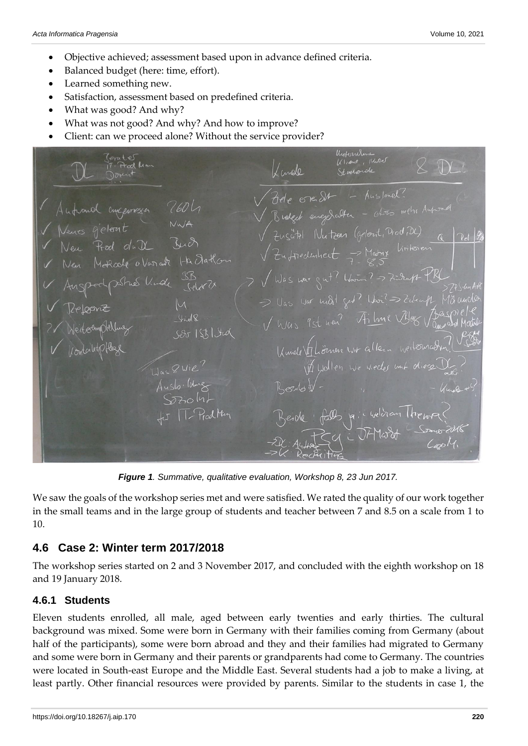- Objective achieved; assessment based upon in advance defined criteria.
- Balanced budget (here: time, effort).
- Learned something new.
- Satisfaction, assessment based on predefined criteria.
- What was good? And why?
- What was not good? And why? And how to improve?
- Client: can we proceed alone? Without the service provider?

*Figure 1. Summative, qualitative evaluation, Workshop 8, 23 Jun 2017.*

We saw the goals of the workshop series met and were satisfied. We rated the quality of our work together in the small teams and in the large group of students and teacher between 7 and 8.5 on a scale from 1 to 10.

## 4.6 Case 2: Winter term 2017/2018

The workshop series started on 2 and 3 November 2017, and concluded with the eighth workshop on 18 and 19 January 2018.

### 4.6.1 Students

Eleven students enrolled, all male, aged between early twenties and early thirties. The cultural background was mixed. Some were born in Germany with their families coming from Germany (about half of the participants), some were born abroad and they and their families had migrated to Germany and some were born in Germany and their parents or grandparents had come to Germany. The countries were located in South-east Europe and the Middle East. Several students had a job to make a living, at least partly. Other financial resources were provided by parents. Similar to the students in case 1, the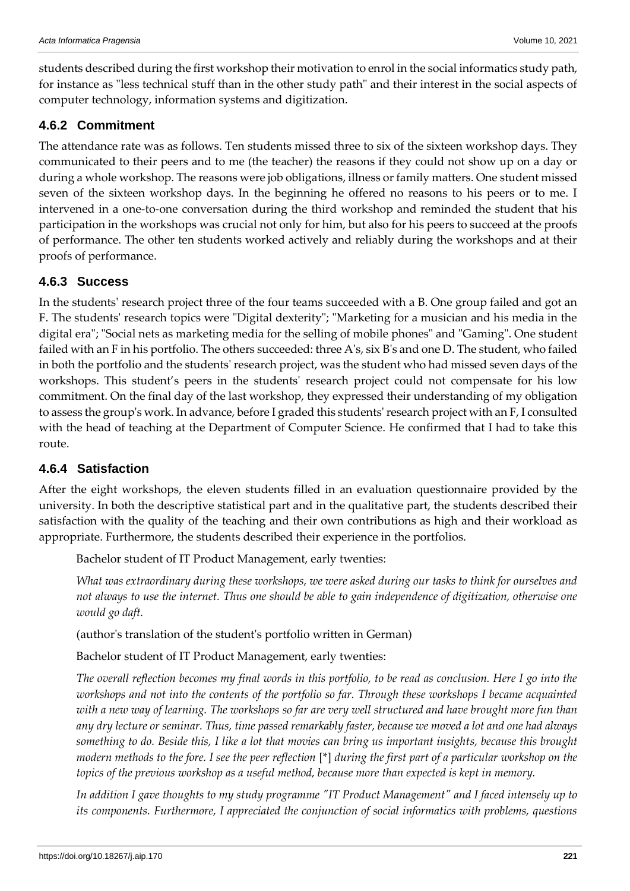students described during the first workshop their motivation to enrol in the social informatics study path, for instance as "less technical stuff than in the other study path" and their interest in the social aspects of computer technology, information systems and digitization.

### 4.6.2 Commitment

The attendance rate was as follows. Ten students missed three to six of the sixteen workshop days. They communicated to their peers and to me (the teacher) the reasons if they could not show up on a day or during a whole workshop. The reasons were job obligations, illness or family matters. One student missed seven of the sixteen workshop days. In the beginning he offered no reasons to his peers or to me. I intervened in a one-to-one conversation during the third workshop and reminded the student that his participation in the workshops was crucial not only for him, but also for his peers to succeed at the proofs of performance. The other ten students worked actively and reliably during the workshops and at their proofs of performance.

### 4.6.3 Success

In the students' research project three of the four teams succeeded with a B. One group failed and got an F. The students' research topics were "Digital dexterity"; "Marketing for a musician and his media in the digital era"; "Social nets as marketing media for the selling of mobile phones" and "Gaming". One student failed with an F in his portfolio. The others succeeded: three A's, six B's and one D. The student, who failed in both the portfolio and the students' research project, was the student who had missed seven days of the workshops. This student's peers in the students' research project could not compensate for his low commitment. On the final day of the last workshop, they expressed their understanding of my obligation to assess the group's work. In advance, before I graded this students' research project with an F, I consulted with the head of teaching at the Department of Computer Science. He confirmed that I had to take this route.

### 4.6.4 Satisfaction

After the eight workshops, the eleven students filled in an evaluation questionnaire provided by the university. In both the descriptive statistical part and in the qualitative part, the students described their satisfaction with the quality of the teaching and their own contributions as high and their workload as appropriate. Furthermore, the students described their experience in the portfolios.

Bachelor student of IT Product Management, early twenties:

*What was extraordinary during these workshops, we were asked during our tasks to think for ourselves and not always to use the internet. Thus one should be able to gain independence of digitization, otherwise one would go daft.*

(author's translation of the student's portfolio written in German)

Bachelor student of IT Product Management, early twenties:

*The overall reflection becomes my final words in this portfolio, to be read as conclusion. Here I go into the workshops and not into the contents of the portfolio so far. Through these workshops I became acquainted with a new way of learning. The workshops so far are very well structured and have brought more fun than any dry lecture or seminar. Thus, time passed remarkably faster, because we moved a lot and one had always something to do. Beside this, I like a lot that movies can bring us important insights, because this brought modern methods to the fore. I see the peer reflection* [*] *during the first part of a particular workshop on the topics of the previous workshop as a useful method, because more than expected is kept in memory.*

*In addition I gave thoughts to my study programme "IT Product Management" and I faced intensely up to its components. Furthermore, I appreciated the conjunction of social informatics with problems, questions*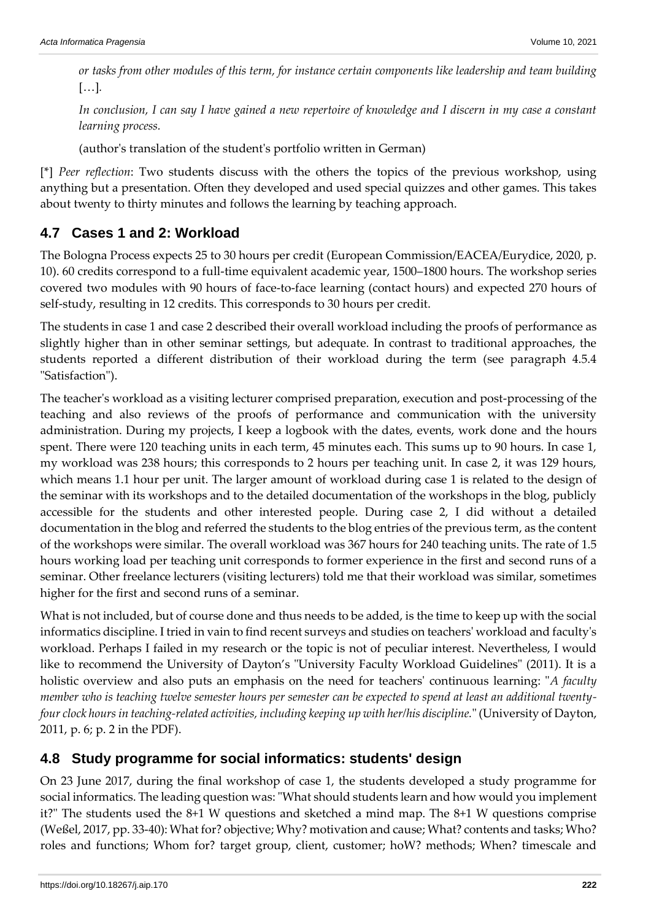*or tasks from other modules of this term, for instance certain components like leadership and team building* […].

*In conclusion, I can say I have gained a new repertoire of knowledge and I discern in my case a constant learning process.*

(author's translation of the student's portfolio written in German)

[*] *Peer reflection*: Two students discuss with the others the topics of the previous workshop, using anything but a presentation. Often they developed and used special quizzes and other games. This takes about twenty to thirty minutes and follows the learning by teaching approach.

## 4.7 Cases 1 and 2: Workload

The Bologna Process expects 25 to 30 hours per credit (European Commission/EACEA/Eurydice, 2020, p. 10). 60 credits correspond to a full-time equivalent academic year, 1500–1800 hours. The workshop series covered two modules with 90 hours of face-to-face learning (contact hours) and expected 270 hours of self-study, resulting in 12 credits. This corresponds to 30 hours per credit.

The students in case 1 and case 2 described their overall workload including the proofs of performance as slightly higher than in other seminar settings, but adequate. In contrast to traditional approaches, the students reported a different distribution of their workload during the term (see paragraph 4.5.4 "Satisfaction").

The teacher's workload as a visiting lecturer comprised preparation, execution and post-processing of the teaching and also reviews of the proofs of performance and communication with the university administration. During my projects, I keep a logbook with the dates, events, work done and the hours spent. There were 120 teaching units in each term, 45 minutes each. This sums up to 90 hours. In case 1, my workload was 238 hours; this corresponds to 2 hours per teaching unit. In case 2, it was 129 hours, which means 1.1 hour per unit. The larger amount of workload during case 1 is related to the design of the seminar with its workshops and to the detailed documentation of the workshops in the blog, publicly accessible for the students and other interested people. During case 2, I did without a detailed documentation in the blog and referred the students to the blog entries of the previous term, as the content of the workshops were similar. The overall workload was 367 hours for 240 teaching units. The rate of 1.5 hours working load per teaching unit corresponds to former experience in the first and second runs of a seminar. Other freelance lecturers (visiting lecturers) told me that their workload was similar, sometimes higher for the first and second runs of a seminar.

What is not included, but of course done and thus needs to be added, is the time to keep up with the social informatics discipline. I tried in vain to find recent surveys and studies on teachers' workload and faculty's workload. Perhaps I failed in my research or the topic is not of peculiar interest. Nevertheless, I would like to recommend the University of Dayton's "University Faculty Workload Guidelines" (2011). It is a holistic overview and also puts an emphasis on the need for teachers' continuous learning: "*A faculty member who is teaching twelve semester hours per semester can be expected to spend at least an additional twenty-four clock hours in teaching-related activities, including keeping up with her/his discipline.*" (University of Dayton, 2011, p. 6; p. 2 in the PDF).

## 4.8 Study programme for social informatics: students' design

On 23 June 2017, during the final workshop of case 1, the students developed a study programme for social informatics. The leading question was: "What should students learn and how would you implement it?" The students used the 8+1 W questions and sketched a mind map. The 8+1 W questions comprise (Weßel, 2017, pp. 33-40): What for? objective; Why? motivation and cause; What? contents and tasks; Who? roles and functions; Whom for? target group, client, customer; hoW? methods; When? timescale and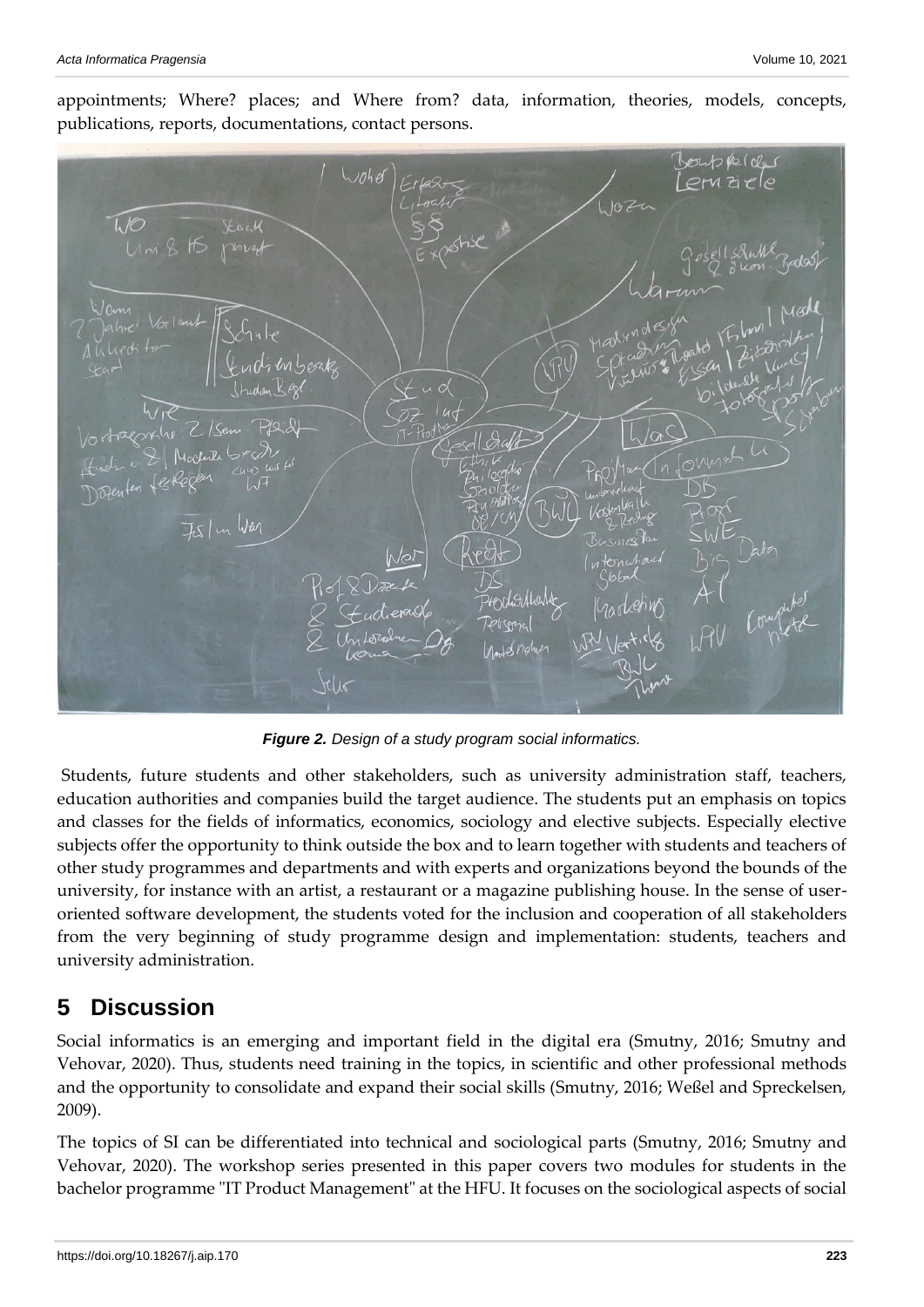appointments; Where? places; and Where from? data, information, theories, models, concepts, publications, reports, documentations, contact persons.

***Figure 2.*** *Design of a study program social informatics.*

Students, future students and other stakeholders, such as university administration staff, teachers, education authorities and companies build the target audience. The students put an emphasis on topics and classes for the fields of informatics, economics, sociology and elective subjects. Especially elective subjects offer the opportunity to think outside the box and to learn together with students and teachers of other study programmes and departments and with experts and organizations beyond the bounds of the university, for instance with an artist, a restaurant or a magazine publishing house. In the sense of user-oriented software development, the students voted for the inclusion and cooperation of all stakeholders from the very beginning of study programme design and implementation: students, teachers and university administration.

# 5 Discussion

Social informatics is an emerging and important field in the digital era (Smutny, 2016; Smutny and Vehovar, 2020). Thus, students need training in the topics, in scientific and other professional methods and the opportunity to consolidate and expand their social skills (Smutny, 2016; Weßel and Spreckelsen, 2009).

The topics of SI can be differentiated into technical and sociological parts (Smutny, 2016; Smutny and Vehovar, 2020). The workshop series presented in this paper covers two modules for students in the bachelor programme "IT Product Management" at the HFU. It focuses on the sociological aspects of social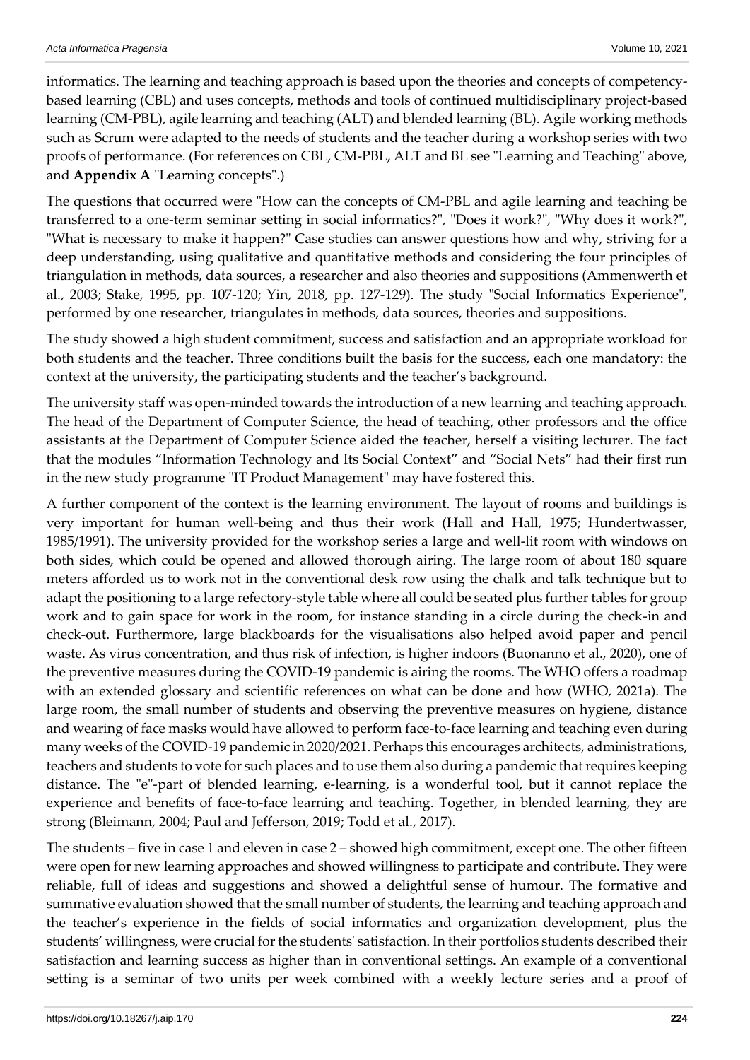informatics. The learning and teaching approach is based upon the theories and concepts of competency-based learning (CBL) and uses concepts, methods and tools of continued multidisciplinary project-based learning (CM-PBL), agile learning and teaching (ALT) and blended learning (BL). Agile working methods such as Scrum were adapted to the needs of students and the teacher during a workshop series with two proofs of performance. (For references on CBL, CM-PBL, ALT and BL see "Learning and Teaching" above, and **Appendix A** "Learning concepts".)

The questions that occurred were "How can the concepts of CM-PBL and agile learning and teaching be transferred to a one-term seminar setting in social informatics?", "Does it work?", "Why does it work?", "What is necessary to make it happen?" Case studies can answer questions how and why, striving for a deep understanding, using qualitative and quantitative methods and considering the four principles of triangulation in methods, data sources, a researcher and also theories and suppositions (Ammenwerth et al., 2003; Stake, 1995, pp. 107-120; Yin, 2018, pp. 127-129). The study "Social Informatics Experience", performed by one researcher, triangulates in methods, data sources, theories and suppositions.

The study showed a high student commitment, success and satisfaction and an appropriate workload for both students and the teacher. Three conditions built the basis for the success, each one mandatory: the context at the university, the participating students and the teacher's background.

The university staff was open-minded towards the introduction of a new learning and teaching approach. The head of the Department of Computer Science, the head of teaching, other professors and the office assistants at the Department of Computer Science aided the teacher, herself a visiting lecturer. The fact that the modules "Information Technology and Its Social Context" and "Social Nets" had their first run in the new study programme "IT Product Management" may have fostered this.

A further component of the context is the learning environment. The layout of rooms and buildings is very important for human well-being and thus their work (Hall and Hall, 1975; Hundertwasser, 1985/1991). The university provided for the workshop series a large and well-lit room with windows on both sides, which could be opened and allowed thorough airing. The large room of about 180 square meters afforded us to work not in the conventional desk row using the chalk and talk technique but to adapt the positioning to a large refectory-style table where all could be seated plus further tables for group work and to gain space for work in the room, for instance standing in a circle during the check-in and check-out. Furthermore, large blackboards for the visualisations also helped avoid paper and pencil waste. As virus concentration, and thus risk of infection, is higher indoors (Buonanno et al., 2020), one of the preventive measures during the COVID-19 pandemic is airing the rooms. The WHO offers a roadmap with an extended glossary and scientific references on what can be done and how (WHO, 2021a). The large room, the small number of students and observing the preventive measures on hygiene, distance and wearing of face masks would have allowed to perform face-to-face learning and teaching even during many weeks of the COVID-19 pandemic in 2020/2021. Perhaps this encourages architects, administrations, teachers and students to vote for such places and to use them also during a pandemic that requires keeping distance. The "e"-part of blended learning, e-learning, is a wonderful tool, but it cannot replace the experience and benefits of face-to-face learning and teaching. Together, in blended learning, they are strong (Bleimann, 2004; Paul and Jefferson, 2019; Todd et al., 2017).

The students – five in case 1 and eleven in case 2 – showed high commitment, except one. The other fifteen were open for new learning approaches and showed willingness to participate and contribute. They were reliable, full of ideas and suggestions and showed a delightful sense of humour. The formative and summative evaluation showed that the small number of students, the learning and teaching approach and the teacher's experience in the fields of social informatics and organization development, plus the students' willingness, were crucial for the students' satisfaction. In their portfolios students described their satisfaction and learning success as higher than in conventional settings. An example of a conventional setting is a seminar of two units per week combined with a weekly lecture series and a proof of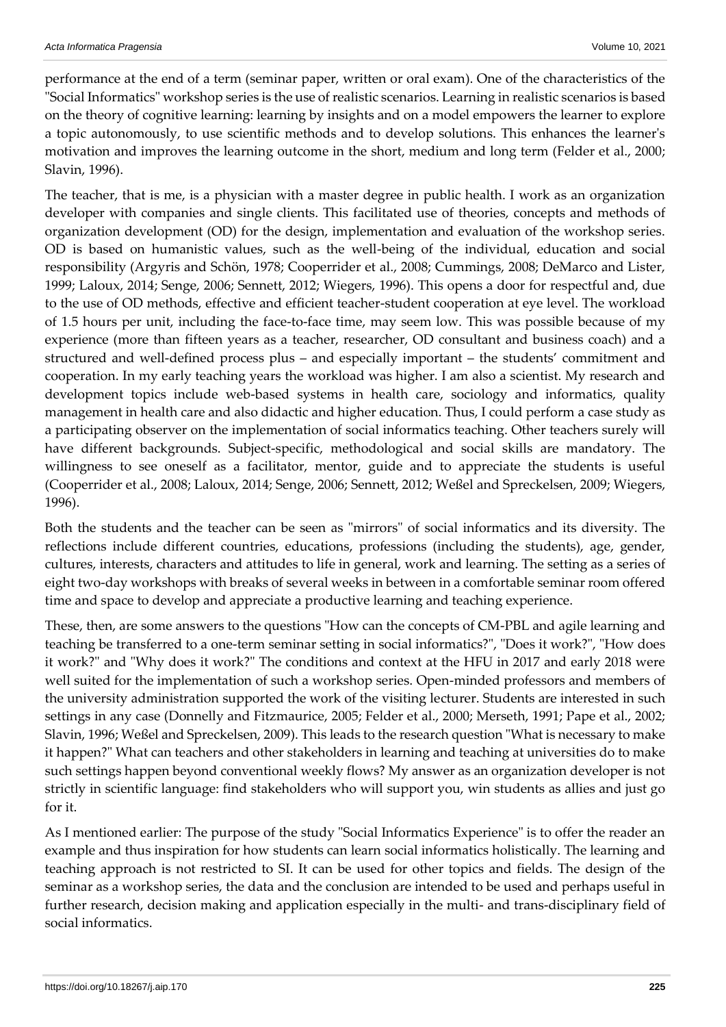performance at the end of a term (seminar paper, written or oral exam). One of the characteristics of the "Social Informatics" workshop series is the use of realistic scenarios. Learning in realistic scenarios is based on the theory of cognitive learning: learning by insights and on a model empowers the learner to explore a topic autonomously, to use scientific methods and to develop solutions. This enhances the learner's motivation and improves the learning outcome in the short, medium and long term (Felder et al., 2000; Slavin, 1996).

The teacher, that is me, is a physician with a master degree in public health. I work as an organization developer with companies and single clients. This facilitated use of theories, concepts and methods of organization development (OD) for the design, implementation and evaluation of the workshop series. OD is based on humanistic values, such as the well-being of the individual, education and social responsibility (Argyris and Schön, 1978; Cooperrider et al., 2008; Cummings, 2008; DeMarco and Lister, 1999; Laloux, 2014; Senge, 2006; Sennett, 2012; Wiegers, 1996). This opens a door for respectful and, due to the use of OD methods, effective and efficient teacher-student cooperation at eye level. The workload of 1.5 hours per unit, including the face-to-face time, may seem low. This was possible because of my experience (more than fifteen years as a teacher, researcher, OD consultant and business coach) and a structured and well-defined process plus – and especially important – the students' commitment and cooperation. In my early teaching years the workload was higher. I am also a scientist. My research and development topics include web-based systems in health care, sociology and informatics, quality management in health care and also didactic and higher education. Thus, I could perform a case study as a participating observer on the implementation of social informatics teaching. Other teachers surely will have different backgrounds. Subject-specific, methodological and social skills are mandatory. The willingness to see oneself as a facilitator, mentor, guide and to appreciate the students is useful (Cooperrider et al., 2008; Laloux, 2014; Senge, 2006; Sennett, 2012; Weßel and Spreckelsen, 2009; Wiegers, 1996).

Both the students and the teacher can be seen as "mirrors" of social informatics and its diversity. The reflections include different countries, educations, professions (including the students), age, gender, cultures, interests, characters and attitudes to life in general, work and learning. The setting as a series of eight two-day workshops with breaks of several weeks in between in a comfortable seminar room offered time and space to develop and appreciate a productive learning and teaching experience.

These, then, are some answers to the questions "How can the concepts of CM-PBL and agile learning and teaching be transferred to a one-term seminar setting in social informatics?", "Does it work?", "How does it work?" and "Why does it work?" The conditions and context at the HFU in 2017 and early 2018 were well suited for the implementation of such a workshop series. Open-minded professors and members of the university administration supported the work of the visiting lecturer. Students are interested in such settings in any case (Donnelly and Fitzmaurice, 2005; Felder et al., 2000; Merseth, 1991; Pape et al., 2002; Slavin, 1996; Weßel and Spreckelsen, 2009). This leads to the research question "What is necessary to make it happen?" What can teachers and other stakeholders in learning and teaching at universities do to make such settings happen beyond conventional weekly flows? My answer as an organization developer is not strictly in scientific language: find stakeholders who will support you, win students as allies and just go for it.

As I mentioned earlier: The purpose of the study "Social Informatics Experience" is to offer the reader an example and thus inspiration for how students can learn social informatics holistically. The learning and teaching approach is not restricted to SI. It can be used for other topics and fields. The design of the seminar as a workshop series, the data and the conclusion are intended to be used and perhaps useful in further research, decision making and application especially in the multi- and trans-disciplinary field of social informatics.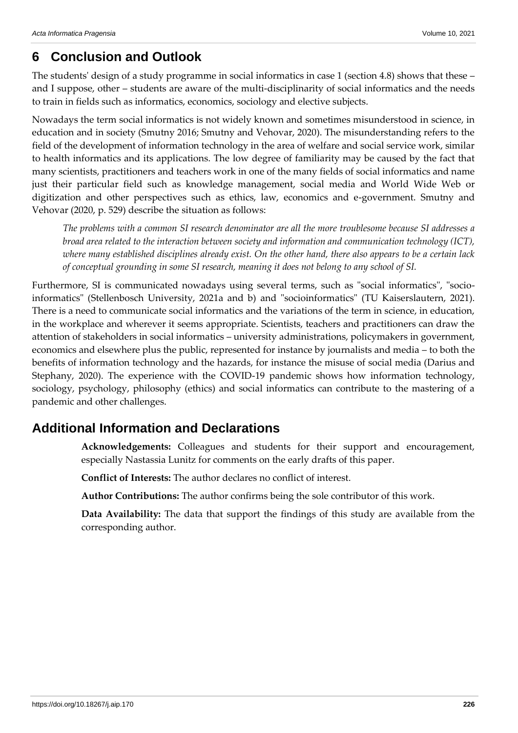## 6 Conclusion and Outlook

The students' design of a study programme in social informatics in case 1 (section 4.8) shows that these – and I suppose, other – students are aware of the multi-disciplinarity of social informatics and the needs to train in fields such as informatics, economics, sociology and elective subjects.

Nowadays the term social informatics is not widely known and sometimes misunderstood in science, in education and in society (Smutny 2016; Smutny and Vehovar, 2020). The misunderstanding refers to the field of the development of information technology in the area of welfare and social service work, similar to health informatics and its applications. The low degree of familiarity may be caused by the fact that many scientists, practitioners and teachers work in one of the many fields of social informatics and name just their particular field such as knowledge management, social media and World Wide Web or digitization and other perspectives such as ethics, law, economics and e-government. Smutny and Vehovar (2020, p. 529) describe the situation as follows:

> *The problems with a common SI research denominator are all the more troublesome because SI addresses a broad area related to the interaction between society and information and communication technology (ICT), where many established disciplines already exist. On the other hand, there also appears to be a certain lack of conceptual grounding in some SI research, meaning it does not belong to any school of SI.*

Furthermore, SI is communicated nowadays using several terms, such as "social informatics", "socio-informatics" (Stellenbosch University, 2021a and b) and "socioinformatics" (TU Kaiserslautern, 2021). There is a need to communicate social informatics and the variations of the term in science, in education, in the workplace and wherever it seems appropriate. Scientists, teachers and practitioners can draw the attention of stakeholders in social informatics – university administrations, policymakers in government, economics and elsewhere plus the public, represented for instance by journalists and media – to both the benefits of information technology and the hazards, for instance the misuse of social media (Darius and Stephany, 2020). The experience with the COVID-19 pandemic shows how information technology, sociology, psychology, philosophy (ethics) and social informatics can contribute to the mastering of a pandemic and other challenges.

## Additional Information and Declarations

**Acknowledgements:** Colleagues and students for their support and encouragement, especially Nastassia Lunitz for comments on the early drafts of this paper.

**Conflict of Interests:** The author declares no conflict of interest.

**Author Contributions:** The author confirms being the sole contributor of this work.

**Data Availability:** The data that support the findings of this study are available from the corresponding author.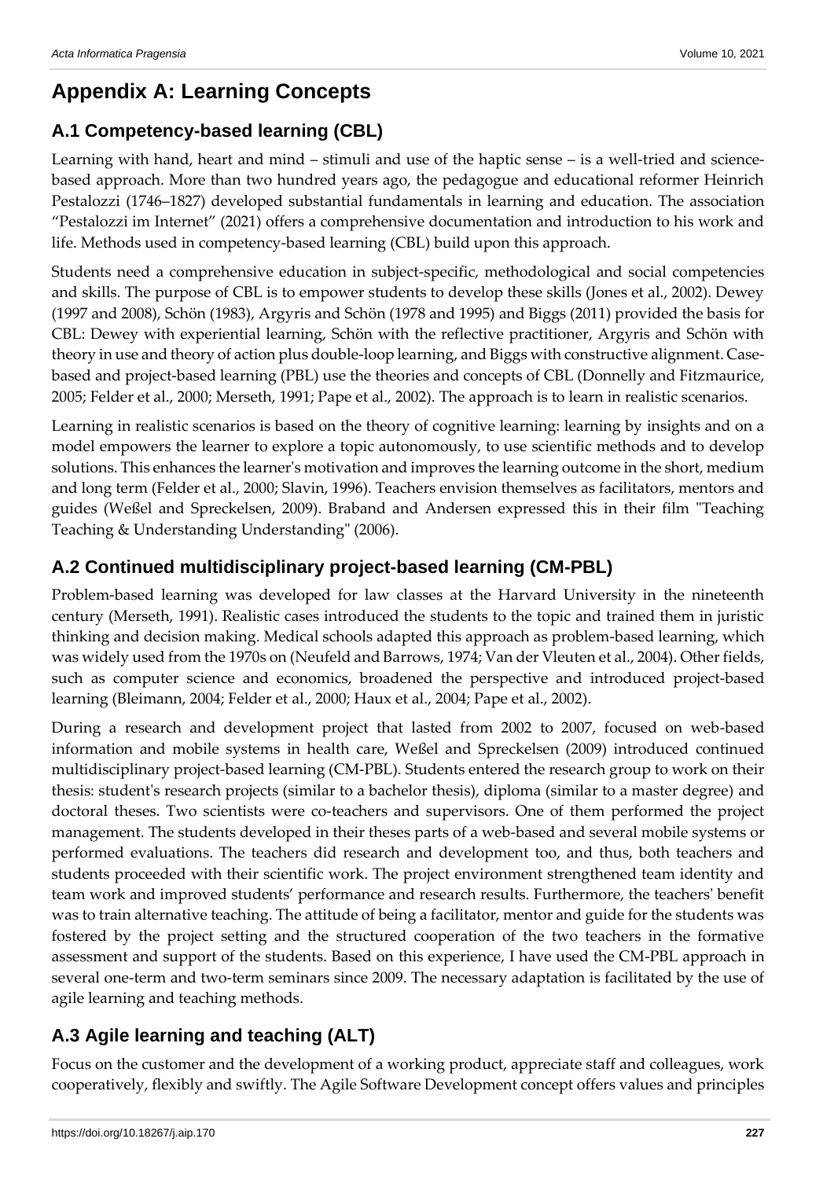# Appendix A: Learning Concepts

## A.1 Competency-based learning (CBL)

Learning with hand, heart and mind – stimuli and use of the haptic sense – is a well-tried and science-based approach. More than two hundred years ago, the pedagogue and educational reformer Heinrich Pestalozzi (1746–1827) developed substantial fundamentals in learning and education. The association "Pestalozzi im Internet" (2021) offers a comprehensive documentation and introduction to his work and life. Methods used in competency-based learning (CBL) build upon this approach.

Students need a comprehensive education in subject-specific, methodological and social competencies and skills. The purpose of CBL is to empower students to develop these skills (Jones et al., 2002). Dewey (1997 and 2008), Schön (1983), Argyris and Schön (1978 and 1995) and Biggs (2011) provided the basis for CBL: Dewey with experiential learning, Schön with the reflective practitioner, Argyris and Schön with theory in use and theory of action plus double-loop learning, and Biggs with constructive alignment. Case-based and project-based learning (PBL) use the theories and concepts of CBL (Donnelly and Fitzmaurice, 2005; Felder et al., 2000; Merseth, 1991; Pape et al., 2002). The approach is to learn in realistic scenarios.

Learning in realistic scenarios is based on the theory of cognitive learning: learning by insights and on a model empowers the learner to explore a topic autonomously, to use scientific methods and to develop solutions. This enhances the learner's motivation and improves the learning outcome in the short, medium and long term (Felder et al., 2000; Slavin, 1996). Teachers envision themselves as facilitators, mentors and guides (Weßel and Spreckelsen, 2009). Braband and Andersen expressed this in their film "Teaching Teaching & Understanding Understanding" (2006).

## A.2 Continued multidisciplinary project-based learning (CM-PBL)

Problem-based learning was developed for law classes at the Harvard University in the nineteenth century (Merseth, 1991). Realistic cases introduced the students to the topic and trained them in juristic thinking and decision making. Medical schools adapted this approach as problem-based learning, which was widely used from the 1970s on (Neufeld and Barrows, 1974; Van der Vleuten et al., 2004). Other fields, such as computer science and economics, broadened the perspective and introduced project-based learning (Bleimann, 2004; Felder et al., 2000; Haux et al., 2004; Pape et al., 2002).

During a research and development project that lasted from 2002 to 2007, focused on web-based information and mobile systems in health care, Weßel and Spreckelsen (2009) introduced continued multidisciplinary project-based learning (CM-PBL). Students entered the research group to work on their thesis: student's research projects (similar to a bachelor thesis), diploma (similar to a master degree) and doctoral theses. Two scientists were co-teachers and supervisors. One of them performed the project management. The students developed in their theses parts of a web-based and several mobile systems or performed evaluations. The teachers did research and development too, and thus, both teachers and students proceeded with their scientific work. The project environment strengthened team identity and team work and improved students' performance and research results. Furthermore, the teachers' benefit was to train alternative teaching. The attitude of being a facilitator, mentor and guide for the students was fostered by the project setting and the structured cooperation of the two teachers in the formative assessment and support of the students. Based on this experience, I have used the CM-PBL approach in several one-term and two-term seminars since 2009. The necessary adaptation is facilitated by the use of agile learning and teaching methods.

## A.3 Agile learning and teaching (ALT)

Focus on the customer and the development of a working product, appreciate staff and colleagues, work cooperatively, flexibly and swiftly. The Agile Software Development concept offers values and principles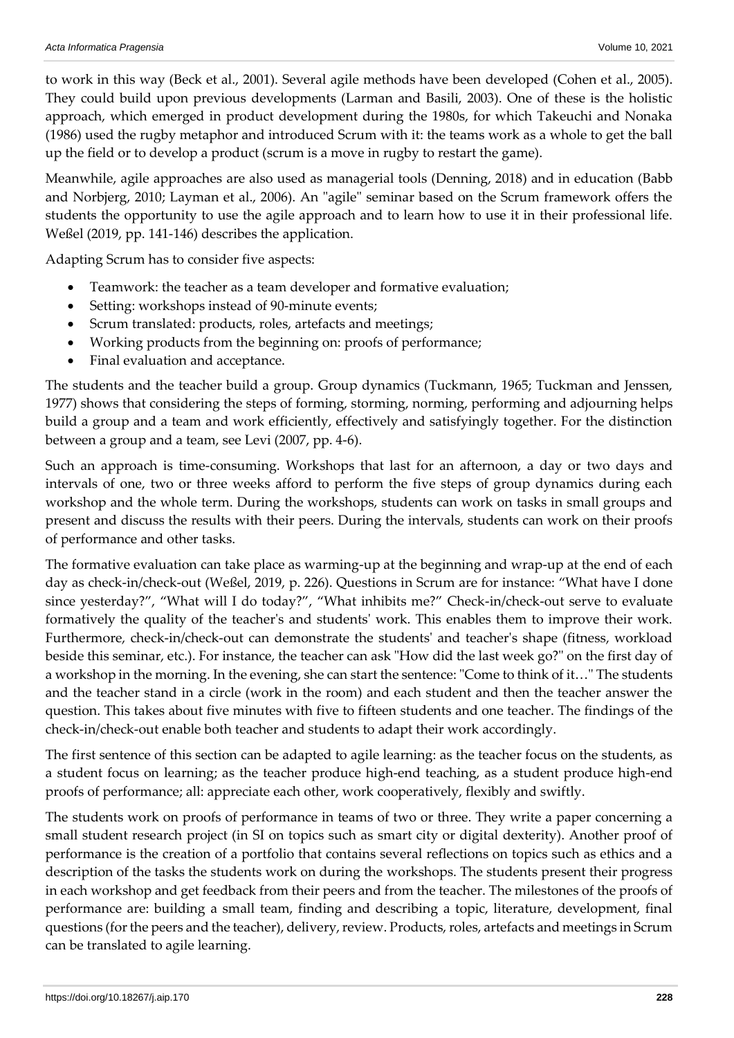to work in this way (Beck et al., 2001). Several agile methods have been developed (Cohen et al., 2005). They could build upon previous developments (Larman and Basili, 2003). One of these is the holistic approach, which emerged in product development during the 1980s, for which Takeuchi and Nonaka (1986) used the rugby metaphor and introduced Scrum with it: the teams work as a whole to get the ball up the field or to develop a product (scrum is a move in rugby to restart the game).

Meanwhile, agile approaches are also used as managerial tools (Denning, 2018) and in education (Babb and Norbjerg, 2010; Layman et al., 2006). An "agile" seminar based on the Scrum framework offers the students the opportunity to use the agile approach and to learn how to use it in their professional life. Weßel (2019, pp. 141-146) describes the application.

Adapting Scrum has to consider five aspects:

- Teamwork: the teacher as a team developer and formative evaluation;
- Setting: workshops instead of 90-minute events;
- Scrum translated: products, roles, artefacts and meetings;
- Working products from the beginning on: proofs of performance;
- Final evaluation and acceptance.

The students and the teacher build a group. Group dynamics (Tuckmann, 1965; Tuckman and Jenssen, 1977) shows that considering the steps of forming, storming, norming, performing and adjourning helps build a group and a team and work efficiently, effectively and satisfyingly together. For the distinction between a group and a team, see Levi (2007, pp. 4-6).

Such an approach is time-consuming. Workshops that last for an afternoon, a day or two days and intervals of one, two or three weeks afford to perform the five steps of group dynamics during each workshop and the whole term. During the workshops, students can work on tasks in small groups and present and discuss the results with their peers. During the intervals, students can work on their proofs of performance and other tasks.

The formative evaluation can take place as warming-up at the beginning and wrap-up at the end of each day as check-in/check-out (Weßel, 2019, p. 226). Questions in Scrum are for instance: "What have I done since yesterday?", "What will I do today?", "What inhibits me?" Check-in/check-out serve to evaluate formatively the quality of the teacher's and students' work. This enables them to improve their work. Furthermore, check-in/check-out can demonstrate the students' and teacher's shape (fitness, workload beside this seminar, etc.). For instance, the teacher can ask "How did the last week go?" on the first day of a workshop in the morning. In the evening, she can start the sentence: "Come to think of it…" The students and the teacher stand in a circle (work in the room) and each student and then the teacher answer the question. This takes about five minutes with five to fifteen students and one teacher. The findings of the check-in/check-out enable both teacher and students to adapt their work accordingly.

The first sentence of this section can be adapted to agile learning: as the teacher focus on the students, as a student focus on learning; as the teacher produce high-end teaching, as a student produce high-end proofs of performance; all: appreciate each other, work cooperatively, flexibly and swiftly.

The students work on proofs of performance in teams of two or three. They write a paper concerning a small student research project (in SI on topics such as smart city or digital dexterity). Another proof of performance is the creation of a portfolio that contains several reflections on topics such as ethics and a description of the tasks the students work on during the workshops. The students present their progress in each workshop and get feedback from their peers and from the teacher. The milestones of the proofs of performance are: building a small team, finding and describing a topic, literature, development, final questions (for the peers and the teacher), delivery, review. Products, roles, artefacts and meetings in Scrum can be translated to agile learning.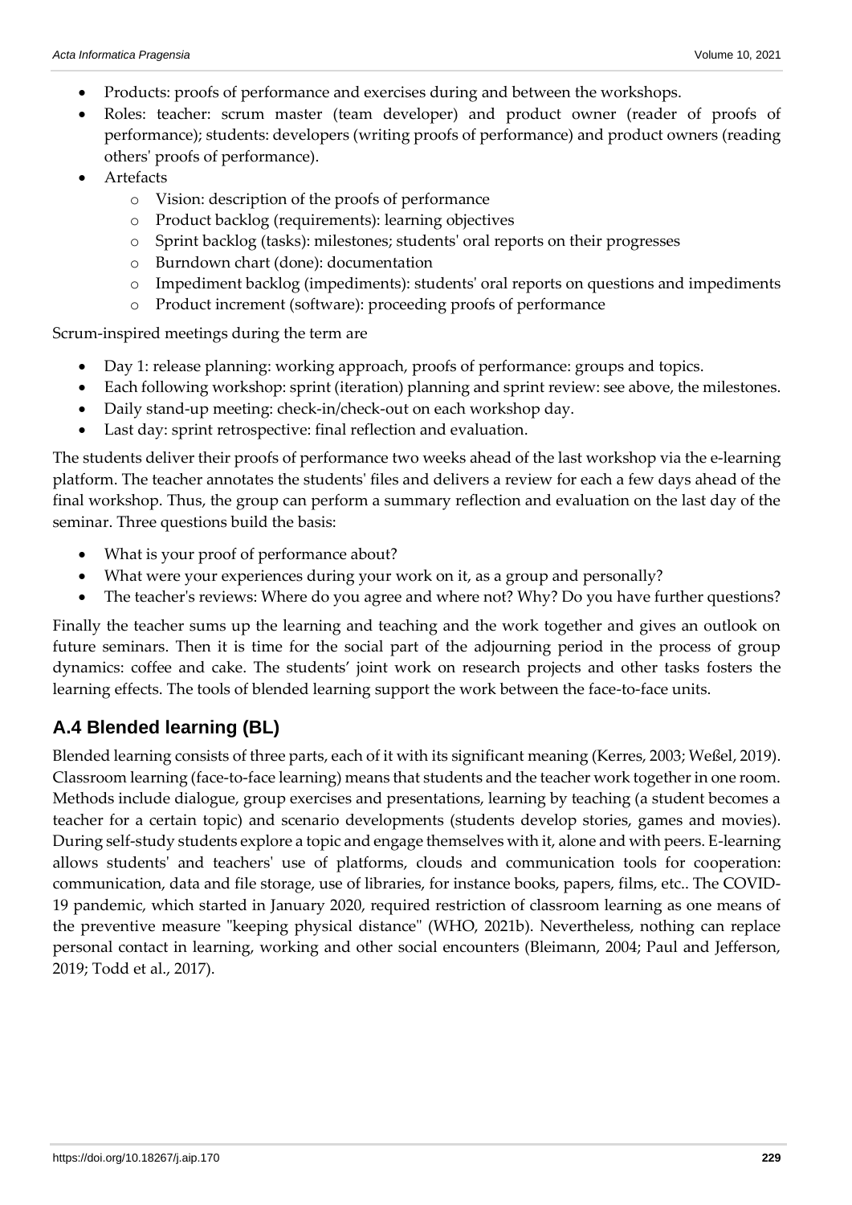- Products: proofs of performance and exercises during and between the workshops.
- Roles: teacher: scrum master (team developer) and product owner (reader of proofs of performance); students: developers (writing proofs of performance) and product owners (reading others' proofs of performance).
- Artefacts
    - Vision: description of the proofs of performance
    - Product backlog (requirements): learning objectives
    - Sprint backlog (tasks): milestones; students' oral reports on their progresses
    - Burndown chart (done): documentation
    - Impediment backlog (impediments): students' oral reports on questions and impediments
    - Product increment (software): proceeding proofs of performance

Scrum-inspired meetings during the term are

- Day 1: release planning: working approach, proofs of performance: groups and topics.
- Each following workshop: sprint (iteration) planning and sprint review: see above, the milestones.
- Daily stand-up meeting: check-in/check-out on each workshop day.
- Last day: sprint retrospective: final reflection and evaluation.

The students deliver their proofs of performance two weeks ahead of the last workshop via the e-learning platform. The teacher annotates the students' files and delivers a review for each a few days ahead of the final workshop. Thus, the group can perform a summary reflection and evaluation on the last day of the seminar. Three questions build the basis:

- What is your proof of performance about?
- What were your experiences during your work on it, as a group and personally?
- The teacher's reviews: Where do you agree and where not? Why? Do you have further questions?

Finally the teacher sums up the learning and teaching and the work together and gives an outlook on future seminars. Then it is time for the social part of the adjourning period in the process of group dynamics: coffee and cake. The students' joint work on research projects and other tasks fosters the learning effects. The tools of blended learning support the work between the face-to-face units.

## A.4 Blended learning (BL)

Blended learning consists of three parts, each of it with its significant meaning (Kerres, 2003; Weßel, 2019). Classroom learning (face-to-face learning) means that students and the teacher work together in one room. Methods include dialogue, group exercises and presentations, learning by teaching (a student becomes a teacher for a certain topic) and scenario developments (students develop stories, games and movies). During self-study students explore a topic and engage themselves with it, alone and with peers. E-learning allows students' and teachers' use of platforms, clouds and communication tools for cooperation: communication, data and file storage, use of libraries, for instance books, papers, films, etc.. The COVID-19 pandemic, which started in January 2020, required restriction of classroom learning as one means of the preventive measure "keeping physical distance" (WHO, 2021b). Nevertheless, nothing can replace personal contact in learning, working and other social encounters (Bleimann, 2004; Paul and Jefferson, 2019; Todd et al., 2017).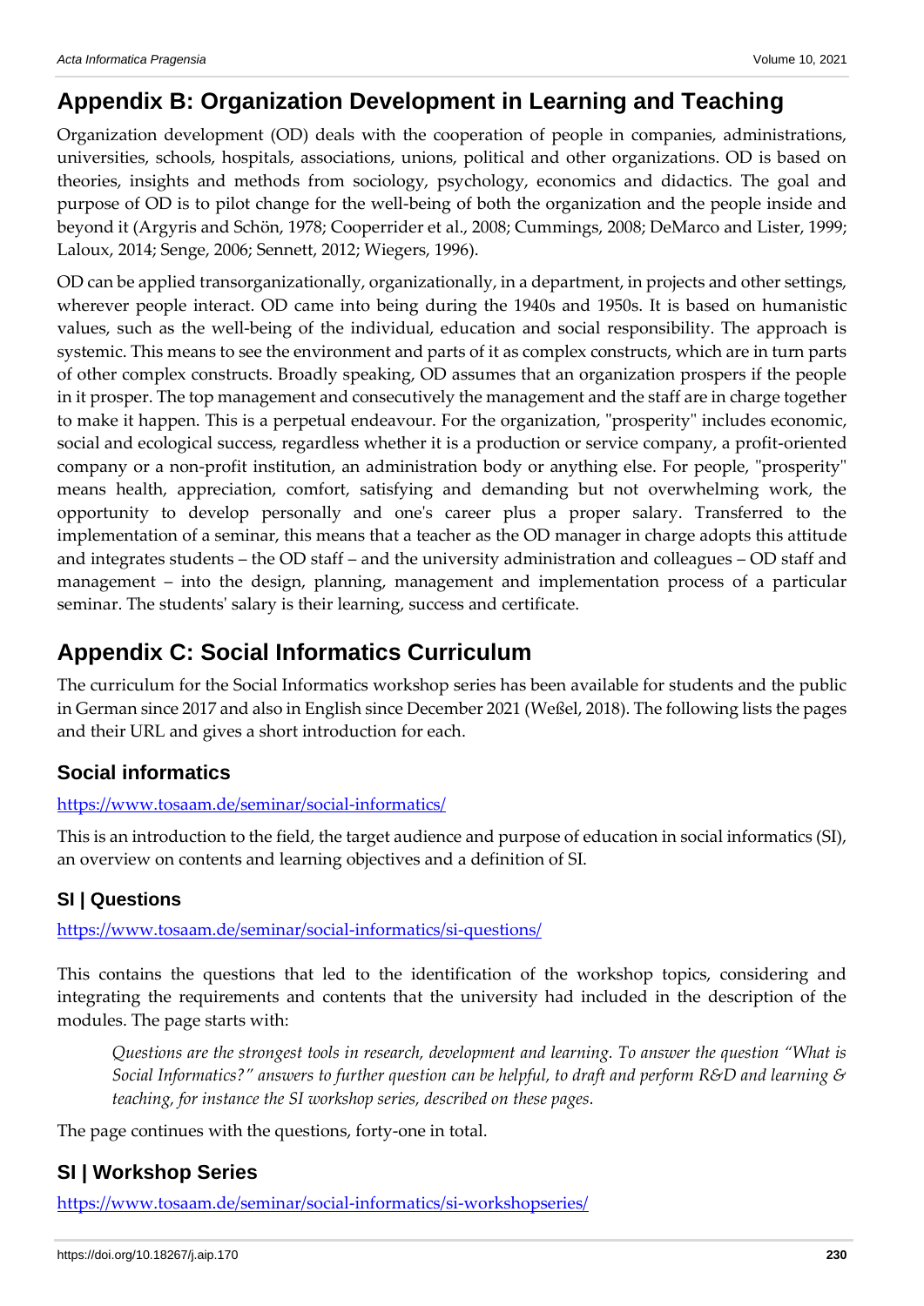# Appendix B: Organization Development in Learning and Teaching

Organization development (OD) deals with the cooperation of people in companies, administrations, universities, schools, hospitals, associations, unions, political and other organizations. OD is based on theories, insights and methods from sociology, psychology, economics and didactics. The goal and purpose of OD is to pilot change for the well-being of both the organization and the people inside and beyond it (Argyris and Schön, 1978; Cooperrider et al., 2008; Cummings, 2008; DeMarco and Lister, 1999; Laloux, 2014; Senge, 2006; Sennett, 2012; Wiegers, 1996).

OD can be applied transorganizationally, organizationally, in a department, in projects and other settings, wherever people interact. OD came into being during the 1940s and 1950s. It is based on humanistic values, such as the well-being of the individual, education and social responsibility. The approach is systemic. This means to see the environment and parts of it as complex constructs, which are in turn parts of other complex constructs. Broadly speaking, OD assumes that an organization prospers if the people in it prosper. The top management and consecutively the management and the staff are in charge together to make it happen. This is a perpetual endeavour. For the organization, "prosperity" includes economic, social and ecological success, regardless whether it is a production or service company, a profit-oriented company or a non-profit institution, an administration body or anything else. For people, "prosperity" means health, appreciation, comfort, satisfying and demanding but not overwhelming work, the opportunity to develop personally and one's career plus a proper salary. Transferred to the implementation of a seminar, this means that a teacher as the OD manager in charge adopts this attitude and integrates students – the OD staff – and the university administration and colleagues – OD staff and management – into the design, planning, management and implementation process of a particular seminar. The students' salary is their learning, success and certificate.

# Appendix C: Social Informatics Curriculum

The curriculum for the Social Informatics workshop series has been available for students and the public in German since 2017 and also in English since December 2021 (Weßel, 2018). The following lists the pages and their URL and gives a short introduction for each.

## Social informatics

https://www.tosaam.de/seminar/social-informatics/

This is an introduction to the field, the target audience and purpose of education in social informatics (SI), an overview on contents and learning objectives and a definition of SI.

## SI | Questions

https://www.tosaam.de/seminar/social-informatics/si-questions/

This contains the questions that led to the identification of the workshop topics, considering and integrating the requirements and contents that the university had included in the description of the modules. The page starts with:

> *Questions are the strongest tools in research, development and learning. To answer the question "What is Social Informatics?" answers to further question can be helpful, to draft and perform R&D and learning & teaching, for instance the SI workshop series, described on these pages.*

The page continues with the questions, forty-one in total.

## SI | Workshop Series

https://www.tosaam.de/seminar/social-informatics/si-workshopseries/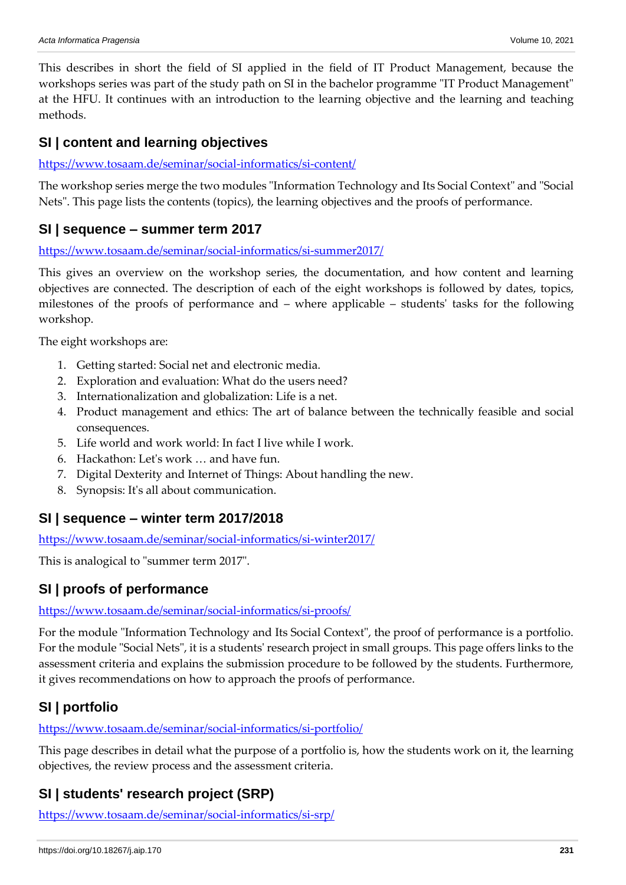This describes in short the field of SI applied in the field of IT Product Management, because the workshops series was part of the study path on SI in the bachelor programme "IT Product Management" at the HFU. It continues with an introduction to the learning objective and the learning and teaching methods.

### SI | content and learning objectives

https://www.tosaam.de/seminar/social-informatics/si-content/

The workshop series merge the two modules "Information Technology and Its Social Context" and "Social Nets". This page lists the contents (topics), the learning objectives and the proofs of performance.

### SI | sequence – summer term 2017

https://www.tosaam.de/seminar/social-informatics/si-summer2017/

This gives an overview on the workshop series, the documentation, and how content and learning objectives are connected. The description of each of the eight workshops is followed by dates, topics, milestones of the proofs of performance and – where applicable – students' tasks for the following workshop.

The eight workshops are:

1. Getting started: Social net and electronic media.
2. Exploration and evaluation: What do the users need?
3. Internationalization and globalization: Life is a net.
4. Product management and ethics: The art of balance between the technically feasible and social consequences.
5. Life world and work world: In fact I live while I work.
6. Hackathon: Let's work … and have fun.
7. Digital Dexterity and Internet of Things: About handling the new.
8. Synopsis: It's all about communication.

### SI | sequence – winter term 2017/2018

https://www.tosaam.de/seminar/social-informatics/si-winter2017/

This is analogical to "summer term 2017".

### SI | proofs of performance

https://www.tosaam.de/seminar/social-informatics/si-proofs/

For the module "Information Technology and Its Social Context", the proof of performance is a portfolio. For the module "Social Nets", it is a students' research project in small groups. This page offers links to the assessment criteria and explains the submission procedure to be followed by the students. Furthermore, it gives recommendations on how to approach the proofs of performance.

### SI | portfolio

https://www.tosaam.de/seminar/social-informatics/si-portfolio/

This page describes in detail what the purpose of a portfolio is, how the students work on it, the learning objectives, the review process and the assessment criteria.

### SI | students' research project (SRP)

https://www.tosaam.de/seminar/social-informatics/si-srp/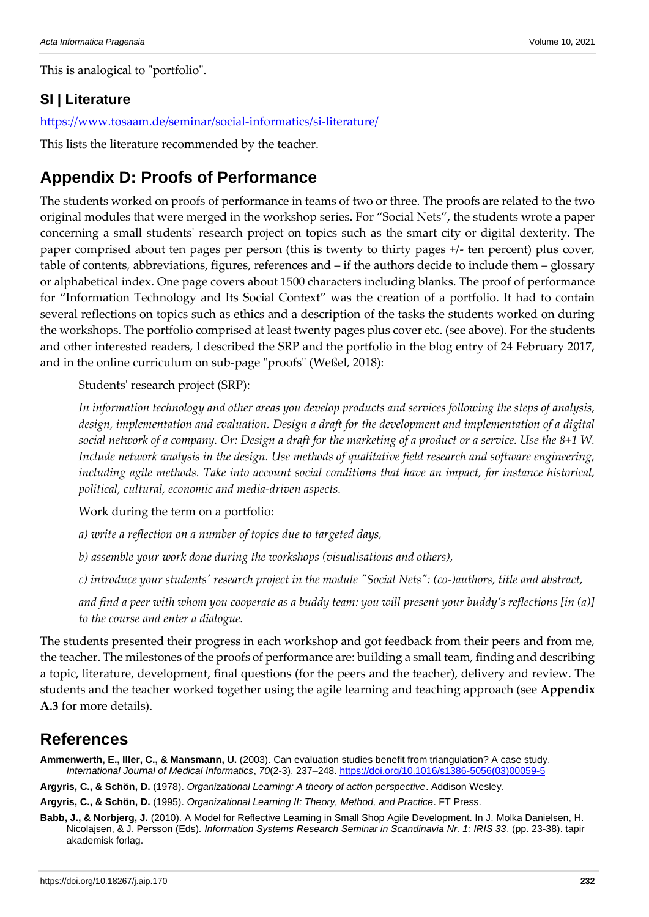This is analogical to "portfolio".

### SI | Literature

https://www.tosaam.de/seminar/social-informatics/si-literature/

This lists the literature recommended by the teacher.

## Appendix D: Proofs of Performance

The students worked on proofs of performance in teams of two or three. The proofs are related to the two original modules that were merged in the workshop series. For "Social Nets", the students wrote a paper concerning a small students' research project on topics such as the smart city or digital dexterity. The paper comprised about ten pages per person (this is twenty to thirty pages +/- ten percent) plus cover, table of contents, abbreviations, figures, references and – if the authors decide to include them – glossary or alphabetical index. One page covers about 1500 characters including blanks. The proof of performance for "Information Technology and Its Social Context" was the creation of a portfolio. It had to contain several reflections on topics such as ethics and a description of the tasks the students worked on during the workshops. The portfolio comprised at least twenty pages plus cover etc. (see above). For the students and other interested readers, I described the SRP and the portfolio in the blog entry of 24 February 2017, and in the online curriculum on sub-page "proofs" (Weßel, 2018):

> Students' research project (SRP):
>
> *In information technology and other areas you develop products and services following the steps of analysis, design, implementation and evaluation. Design a draft for the development and implementation of a digital social network of a company. Or: Design a draft for the marketing of a product or a service. Use the 8+1 W. Include network analysis in the design. Use methods of qualitative field research and software engineering, including agile methods. Take into account social conditions that have an impact, for instance historical, political, cultural, economic and media-driven aspects.*
>
> Work during the term on a portfolio:
>
> *a) write a reflection on a number of topics due to targeted days,*
>
> *b) assemble your work done during the workshops (visualisations and others),*
>
> *c) introduce your students' research project in the module "Social Nets": (co-)authors, title and abstract,*
>
> *and find a peer with whom you cooperate as a buddy team: you will present your buddy's reflections [in (a)] to the course and enter a dialogue.*

The students presented their progress in each workshop and got feedback from their peers and from me, the teacher. The milestones of the proofs of performance are: building a small team, finding and describing a topic, literature, development, final questions (for the peers and the teacher), delivery and review. The students and the teacher worked together using the agile learning and teaching approach (see **Appendix A.3** for more details).

## References

**Ammenwerth, E., Iller, C., & Mansmann, U.** (2003). Can evaluation studies benefit from triangulation? A case study. *International Journal of Medical Informatics*, *70*(2-3), 237–248. https://doi.org/10.1016/s1386-5056(03)00059-5

**Argyris, C., & Schön, D.** (1978). *Organizational Learning: A theory of action perspective*. Addison Wesley.

**Argyris, C., & Schön, D.** (1995). *Organizational Learning II: Theory, Method, and Practice*. FT Press.

**Babb, J., & Norbjerg, J.** (2010). A Model for Reflective Learning in Small Shop Agile Development. In J. Molka Danielsen, H. Nicolajsen, & J. Persson (Eds). *Information Systems Research Seminar in Scandinavia Nr. 1: IRIS 33*. (pp. 23-38). tapir akademisk forlag.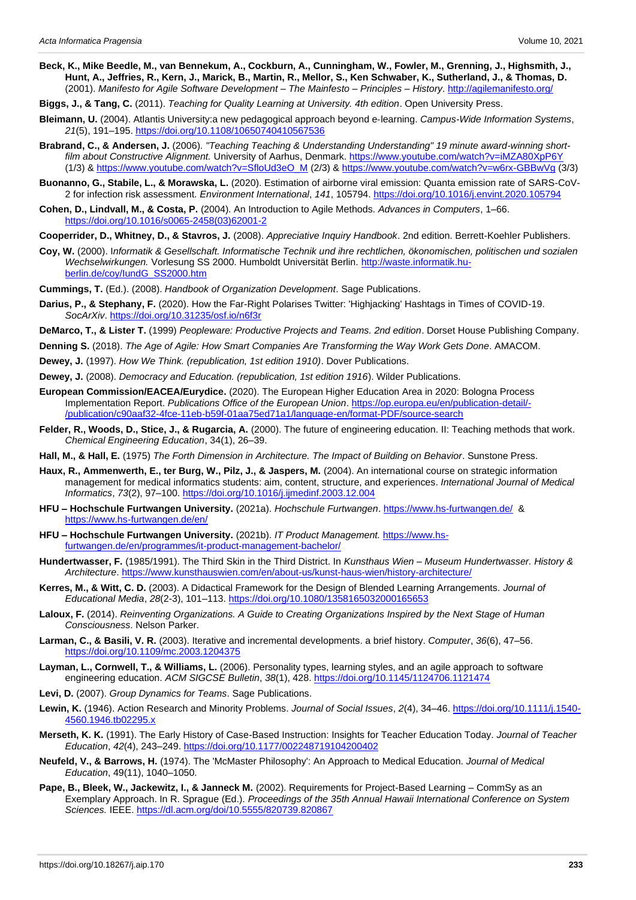**Beck, K., Mike Beedle, M., van Bennekum, A., Cockburn, A., Cunningham, W., Fowler, M., Grenning, J., Highsmith, J., Hunt, A., Jeffries, R., Kern, J., Marick, B., Martin, R., Mellor, S., Ken Schwaber, K., Sutherland, J., & Thomas, D.** (2001). *Manifesto for Agile Software Development – The Mainfesto – Principles – History*. http://agilemanifesto.org/

**Biggs, J., & Tang, C.** (2011). *Teaching for Quality Learning at University. 4th edition*. Open University Press.

**Bleimann, U.** (2004). Atlantis University:a new pedagogical approach beyond e-learning. *Campus-Wide Information Systems*, *21*(5), 191–195. https://doi.org/10.1108/10650740410567536

**Brabrand, C., & Andersen, J.** (2006). *"Teaching Teaching & Understanding Understanding" 19 minute award-winning short-film about Constructive Alignment.* University of Aarhus, Denmark. https://www.youtube.com/watch?v=iMZA80XpP6Y (1/3) & https://www.youtube.com/watch?v=SfloUd3eO_M (2/3) & https://www.youtube.com/watch?v=w6rx-GBBwVg (3/3)

**Buonanno, G., Stabile, L., & Morawska, L.** (2020). Estimation of airborne viral emission: Quanta emission rate of SARS-CoV-2 for infection risk assessment. *Environment International*, *141*, 105794. https://doi.org/10.1016/j.envint.2020.105794

**Cohen, D., Lindvall, M., & Costa, P.** (2004). An Introduction to Agile Methods. *Advances in Computers*, 1–66. https://doi.org/10.1016/s0065-2458(03)62001-2

**Cooperrider, D., Whitney, D., & Stavros, J.** (2008). *Appreciative Inquiry Handbook*. 2nd edition. Berrett-Koehler Publishers.

**Coy, W.** (2000). I*nformatik & Gesellschaft. Informatische Technik und ihre rechtlichen, ökonomischen, politischen und sozialen Wechselwirkungen.* Vorlesung SS 2000. Humboldt Universität Berlin. http://waste.informatik.hu-berlin.de/coy/IundG_SS2000.htm

**Cummings, T.** (Ed.). (2008). *Handbook of Organization Development*. Sage Publications.

**Darius, P., & Stephany, F.** (2020). How the Far-Right Polarises Twitter: 'Highjacking' Hashtags in Times of COVID-19. *SocArXiv*. https://doi.org/10.31235/osf.io/n6f3r

**DeMarco, T., & Lister T.** (1999) *Peopleware: Productive Projects and Teams. 2nd edition*. Dorset House Publishing Company.

**Denning S.** (2018). *The Age of Agile: How Smart Companies Are Transforming the Way Work Gets Done*. AMACOM.

**Dewey, J.** (1997). *How We Think. (republication, 1st edition 1910)*. Dover Publications.

**Dewey, J.** (2008). *Democracy and Education. (republication, 1st edition 1916*). Wilder Publications.

**European Commission/EACEA/Eurydice.** (2020). The European Higher Education Area in 2020: Bologna Process Implementation Report. *Publications Office of the European Union*. https://op.europa.eu/en/publication-detail/-/publication/c90aaf32-4fce-11eb-b59f-01aa75ed71a1/language-en/format-PDF/source-search

**Felder, R., Woods, D., Stice, J., & Rugarcia, A.** (2000). The future of engineering education. II: Teaching methods that work. *Chemical Engineering Education*, 34(1), 26–39.

**Hall, M., & Hall, E.** (1975) *The Forth Dimension in Architecture. The Impact of Building on Behavior*. Sunstone Press.

**Haux, R., Ammenwerth, E., ter Burg, W., Pilz, J., & Jaspers, M.** (2004). An international course on strategic information management for medical informatics students: aim, content, structure, and experiences. *International Journal of Medical Informatics*, *73*(2), 97–100. https://doi.org/10.1016/j.ijmedinf.2003.12.004

**HFU – Hochschule Furtwangen University.** (2021a). *Hochschule Furtwangen*. https://www.hs-furtwangen.de/ & https://www.hs-furtwangen.de/en/

**HFU – Hochschule Furtwangen University.** (2021b). *IT Product Management.* https://www.hs-furtwangen.de/en/programmes/it-product-management-bachelor/

**Hundertwasser, F.** (1985/1991). The Third Skin in the Third District. In *Kunsthaus Wien – Museum Hundertwasser. History & Architecture*. https://www.kunsthauswien.com/en/about-us/kunst-haus-wien/history-architecture/

**Kerres, M., & Witt, C. D.** (2003). A Didactical Framework for the Design of Blended Learning Arrangements. *Journal of Educational Media*, *28*(2-3), 101–113. https://doi.org/10.1080/1358165032000165653

**Laloux, F.** (2014). *Reinventing Organizations. A Guide to Creating Organizations Inspired by the Next Stage of Human Consciousness*. Nelson Parker.

**Larman, C., & Basili, V. R.** (2003). Iterative and incremental developments. a brief history. *Computer*, *36*(6), 47–56. https://doi.org/10.1109/mc.2003.1204375

**Layman, L., Cornwell, T., & Williams, L.** (2006). Personality types, learning styles, and an agile approach to software engineering education. *ACM SIGCSE Bulletin*, *38*(1), 428. https://doi.org/10.1145/1124706.1121474

**Levi, D.** (2007). *Group Dynamics for Teams*. Sage Publications.

**Lewin, K.** (1946). Action Research and Minority Problems. *Journal of Social Issues*, *2*(4), 34–46. https://doi.org/10.1111/j.1540-4560.1946.tb02295.x

**Merseth, K. K.** (1991). The Early History of Case-Based Instruction: Insights for Teacher Education Today. *Journal of Teacher Education*, *42*(4), 243–249. https://doi.org/10.1177/002248719104200402

**Neufeld, V., & Barrows, H.** (1974). The 'McMaster Philosophy': An Approach to Medical Education. *Journal of Medical Education*, 49(11), 1040–1050.

**Pape, B., Bleek, W., Jackewitz, I., & Janneck M.** (2002). Requirements for Project-Based Learning – CommSy as an Exemplary Approach. In R. Sprague (Ed.). *Proceedings of the 35th Annual Hawaii International Conference on System Sciences.* IEEE. https://dl.acm.org/doi/10.5555/820739.820867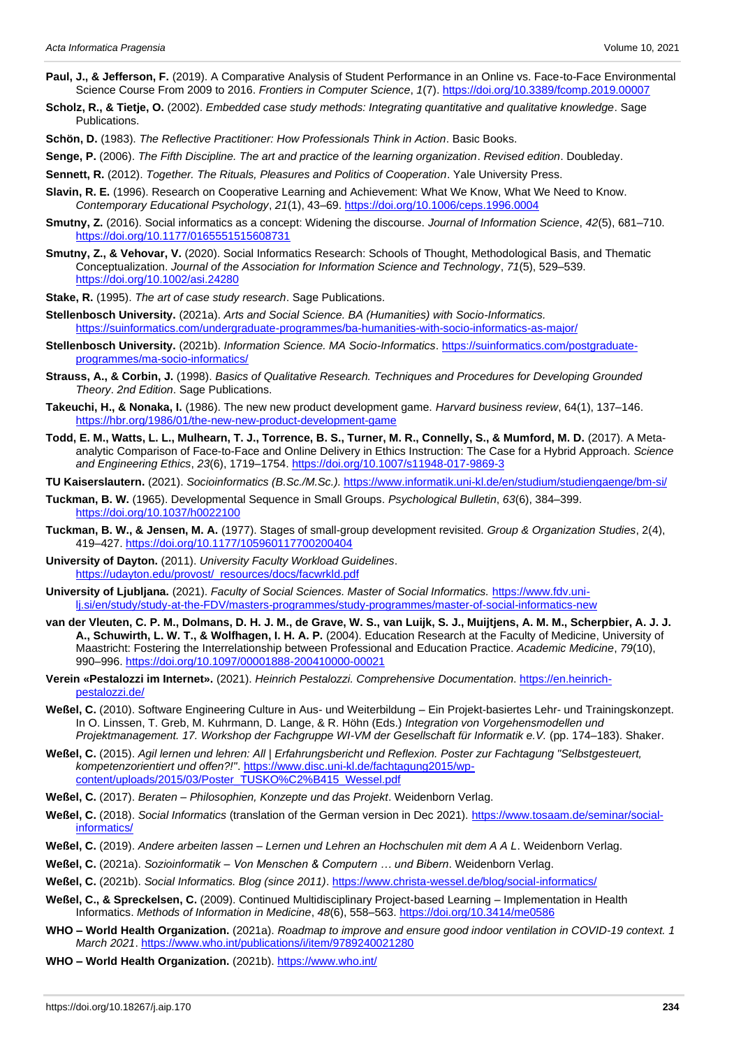**Paul, J., & Jefferson, F.** (2019). A Comparative Analysis of Student Performance in an Online vs. Face-to-Face Environmental Science Course From 2009 to 2016. *Frontiers in Computer Science*, *1*(7). https://doi.org/10.3389/fcomp.2019.00007

**Scholz, R., & Tietje, O.** (2002). *Embedded case study methods: Integrating quantitative and qualitative knowledge*. Sage Publications.

**Schön, D.** (1983). *The Reflective Practitioner: How Professionals Think in Action*. Basic Books.

**Senge, P.** (2006). *The Fifth Discipline. The art and practice of the learning organization*. *Revised edition*. Doubleday.

**Sennett, R.** (2012). *Together. The Rituals, Pleasures and Politics of Cooperation*. Yale University Press.

**Slavin, R. E.** (1996). Research on Cooperative Learning and Achievement: What We Know, What We Need to Know. *Contemporary Educational Psychology*, *21*(1), 43–69. https://doi.org/10.1006/ceps.1996.0004

**Smutny, Z.** (2016). Social informatics as a concept: Widening the discourse. *Journal of Information Science*, *42*(5), 681–710. https://doi.org/10.1177/0165551515608731

**Smutny, Z., & Vehovar, V.** (2020). Social Informatics Research: Schools of Thought, Methodological Basis, and Thematic Conceptualization. *Journal of the Association for Information Science and Technology*, *71*(5), 529–539. https://doi.org/10.1002/asi.24280

**Stake, R.** (1995). *The art of case study research*. Sage Publications.

**Stellenbosch University.** (2021a). *Arts and Social Science. BA (Humanities) with Socio-Informatics.* https://suinformatics.com/undergraduate-programmes/ba-humanities-with-socio-informatics-as-major/

**Stellenbosch University.** (2021b). *Information Science. MA Socio-Informatics*. https://suinformatics.com/postgraduate-programmes/ma-socio-informatics/

**Strauss, A., & Corbin, J.** (1998). *Basics of Qualitative Research. Techniques and Procedures for Developing Grounded Theory*. *2nd Edition*. Sage Publications.

**Takeuchi, H., & Nonaka, I.** (1986). The new new product development game. *Harvard business review*, 64(1), 137–146. https://hbr.org/1986/01/the-new-new-product-development-game

**Todd, E. M., Watts, L. L., Mulhearn, T. J., Torrence, B. S., Turner, M. R., Connelly, S., & Mumford, M. D.** (2017). A Meta-analytic Comparison of Face-to-Face and Online Delivery in Ethics Instruction: The Case for a Hybrid Approach. *Science and Engineering Ethics*, *23*(6), 1719–1754. https://doi.org/10.1007/s11948-017-9869-3

**TU Kaiserslautern.** (2021). *Socioinformatics (B.Sc./M.Sc.)*. https://www.informatik.uni-kl.de/en/studium/studiengaenge/bm-si/

**Tuckman, B. W.** (1965). Developmental Sequence in Small Groups. *Psychological Bulletin*, *63*(6), 384–399. https://doi.org/10.1037/h0022100

**Tuckman, B. W., & Jensen, M. A.** (1977). Stages of small-group development revisited. *Group & Organization Studies*, 2(4), 419–427. https://doi.org/10.1177/105960117700200404

**University of Dayton.** (2011). *University Faculty Workload Guidelines*. https://udayton.edu/provost/_resources/docs/facwrkld.pdf

**University of Ljubljana.** (2021). *Faculty of Social Sciences. Master of Social Informatics.* https://www.fdv.uni-lj.si/en/study/study-at-the-FDV/masters-programmes/study-programmes/master-of-social-informatics-new

**van der Vleuten, C. P. M., Dolmans, D. H. J. M., de Grave, W. S., van Luijk, S. J., Muijtjens, A. M. M., Scherpbier, A. J. J. A., Schuwirth, L. W. T., & Wolfhagen, I. H. A. P.** (2004). Education Research at the Faculty of Medicine, University of Maastricht: Fostering the Interrelationship between Professional and Education Practice. *Academic Medicine*, *79*(10), 990–996. https://doi.org/10.1097/00001888-200410000-00021

**Verein «Pestalozzi im Internet».** (2021). *Heinrich Pestalozzi. Comprehensive Documentation*. https://en.heinrich-pestalozzi.de/

**Weßel, C.** (2010). Software Engineering Culture in Aus- und Weiterbildung – Ein Projekt-basiertes Lehr- und Trainingskonzept. In O. Linssen, T. Greb, M. Kuhrmann, D. Lange, & R. Höhn (Eds.) *Integration von Vorgehensmodellen und Projektmanagement. 17. Workshop der Fachgruppe WI-VM der Gesellschaft für Informatik e.V.* (pp. 174–183). Shaker.

**Weßel, C.** (2015). *Agil lernen und lehren: All | Erfahrungsbericht und Reflexion. Poster zur Fachtagung "Selbstgesteuert, kompetenzorientiert und offen?!"*. https://www.disc.uni-kl.de/fachtagung2015/wp-content/uploads/2015/03/Poster_TUSKO%C2%B415_Wessel.pdf

**Weßel, C.** (2017). *Beraten – Philosophien, Konzepte und das Projekt*. Weidenborn Verlag.

**Weßel, C.** (2018). *Social Informatics* (translation of the German version in Dec 2021). https://www.tosaam.de/seminar/social-informatics/

**Weßel, C.** (2019). *Andere arbeiten lassen – Lernen und Lehren an Hochschulen mit dem A A L*. Weidenborn Verlag.

**Weßel, C.** (2021a). *Sozioinformatik – Von Menschen & Computern … und Bibern*. Weidenborn Verlag.

**Weßel, C.** (2021b). *Social Informatics. Blog (since 2011)*. https://www.christa-wessel.de/blog/social-informatics/

**Weßel, C., & Spreckelsen, C.** (2009). Continued Multidisciplinary Project-based Learning – Implementation in Health Informatics. *Methods of Information in Medicine*, *48*(6), 558–563. https://doi.org/10.3414/me0586

**WHO – World Health Organization.** (2021a). *Roadmap to improve and ensure good indoor ventilation in COVID-19 context. 1 March 2021*. https://www.who.int/publications/i/item/9789240021280

**WHO – World Health Organization.** (2021b). https://www.who.int/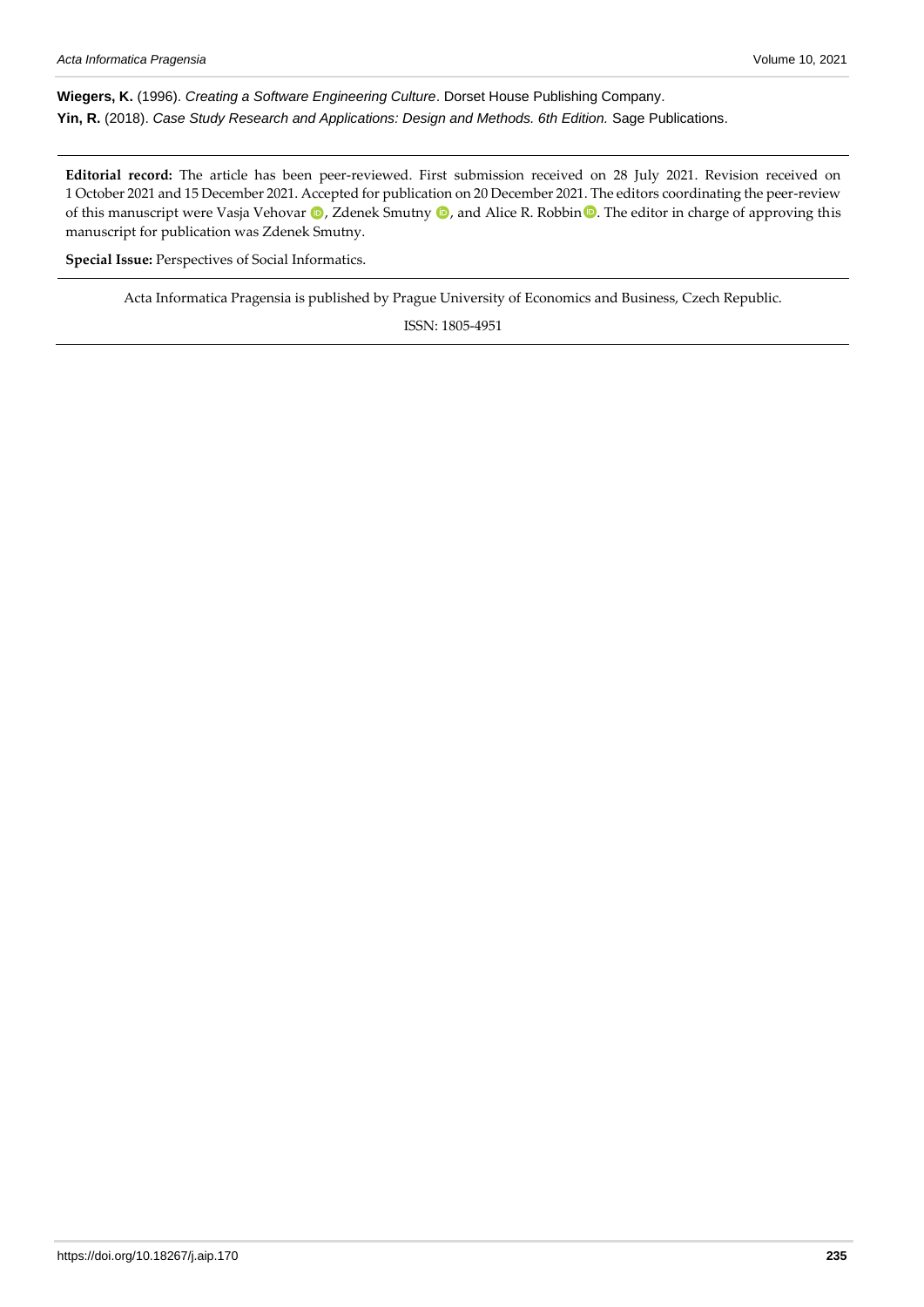**Wiegers, K.** (1996). *Creating a Software Engineering Culture*. Dorset House Publishing Company.

**Yin, R.** (2018). *Case Study Research and Applications: Design and Methods. 6th Edition.* Sage Publications.

---

**Editorial record:** The article has been peer-reviewed. First submission received on 28 July 2021. Revision received on 1 October 2021 and 15 December 2021. Accepted for publication on 20 December 2021. The editors coordinating the peer-review of this manuscript were Vasja Vehovar, Zdenek Smutny, and Alice R. Robbin. The editor in charge of approving this manuscript for publication was Zdenek Smutny.

**Special Issue:** Perspectives of Social Informatics.

---

Acta Informatica Pragensia is published by Prague University of Economics and Business, Czech Republic.

ISSN: 1805-4951